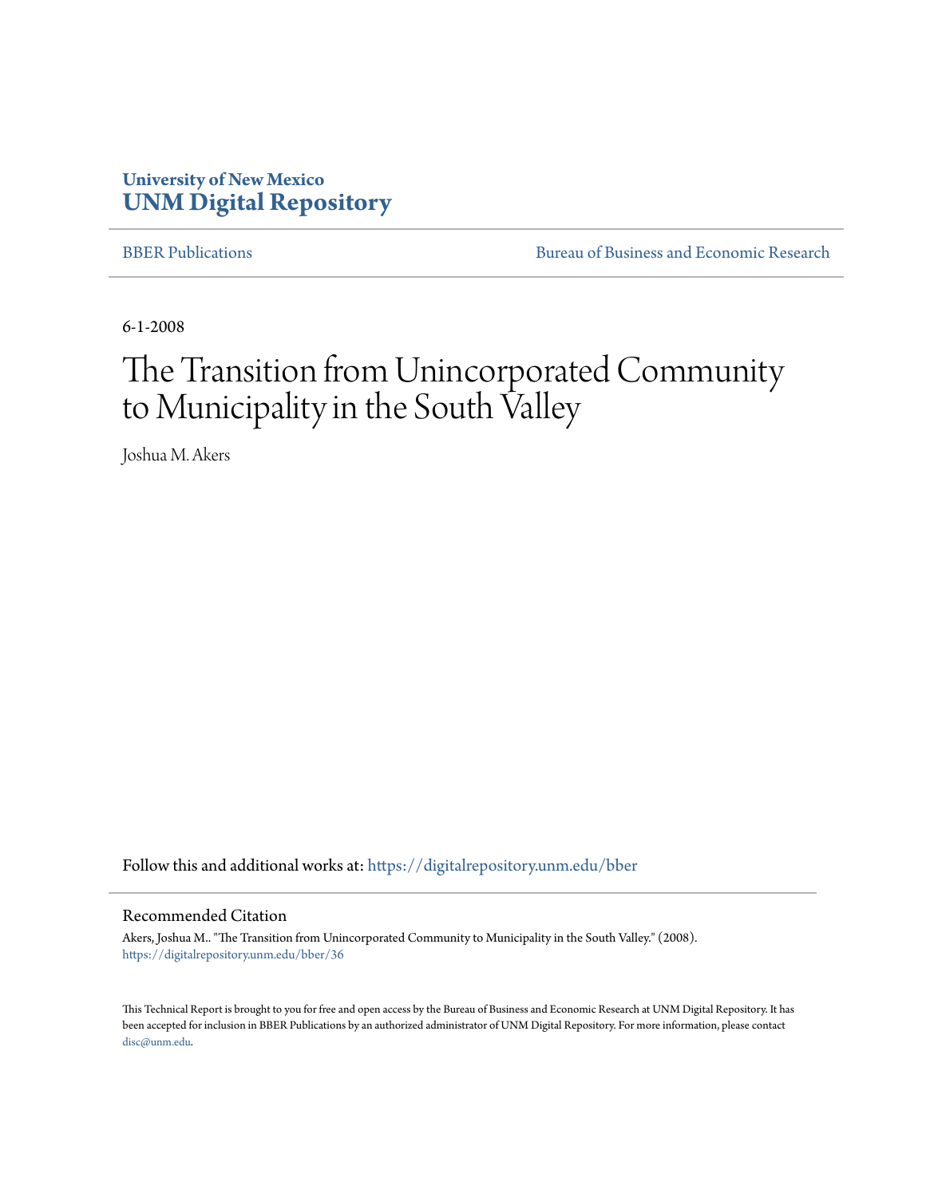University of New Mexico
**UNM Digital Repository**

BBER Publications | Bureau of Business and Economic Research

6-1-2008

# The Transition from Unincorporated Community to Municipality in the South Valley

Joshua M. Akers

Follow this and additional works at: https://digitalrepository.unm.edu/bber

## Recommended Citation

Akers, Joshua M.. "The Transition from Unincorporated Community to Municipality in the South Valley." (2008). https://digitalrepository.unm.edu/bber/36

This Technical Report is brought to you for free and open access by the Bureau of Business and Economic Research at UNM Digital Repository. It has been accepted for inclusion in BBER Publications by an authorized administrator of UNM Digital Repository. For more information, please contact disc@unm.edu.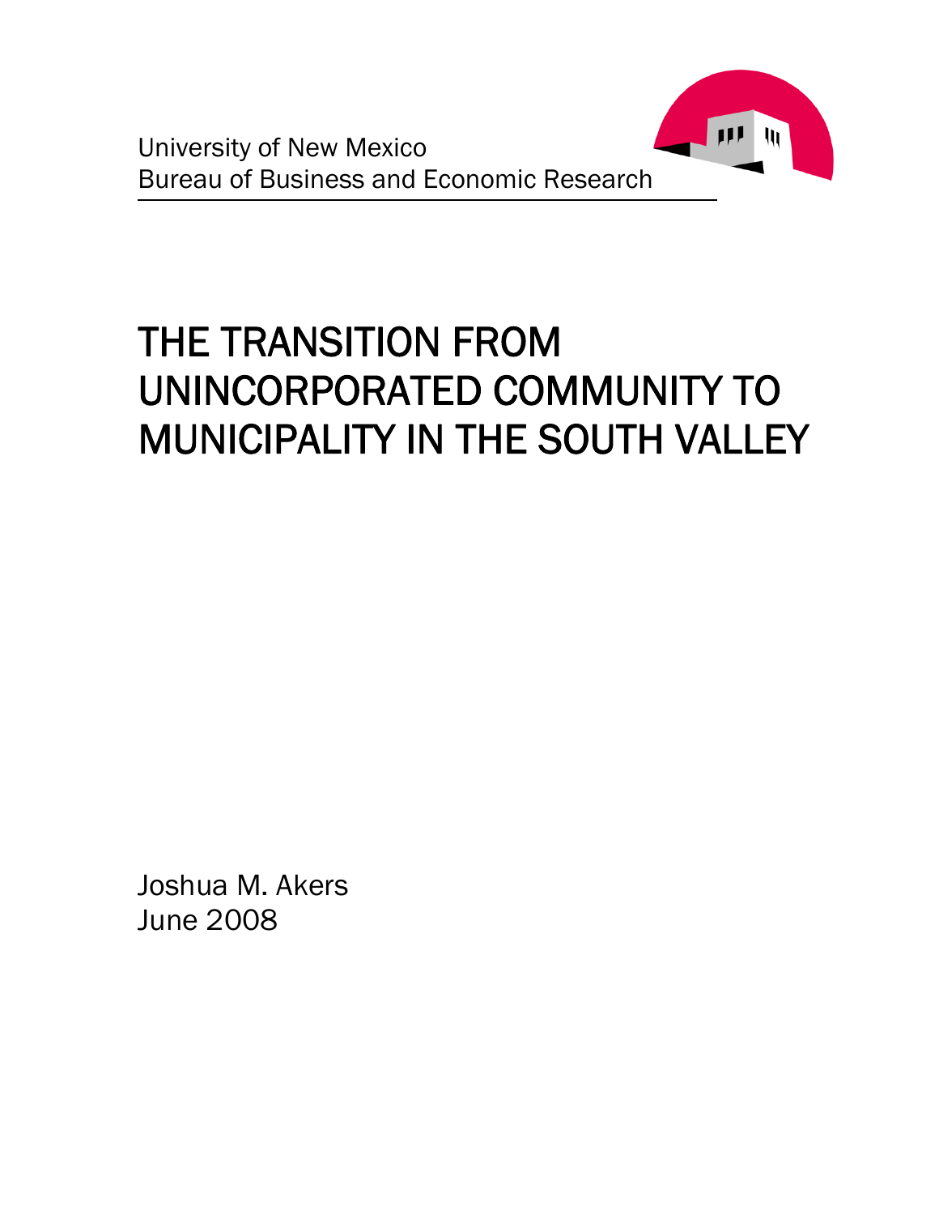University of New Mexico
Bureau of Business and Economic Research

# THE TRANSITION FROM UNINCORPORATED COMMUNITY TO MUNICIPALITY IN THE SOUTH VALLEY

Joshua M. Akers
June 2008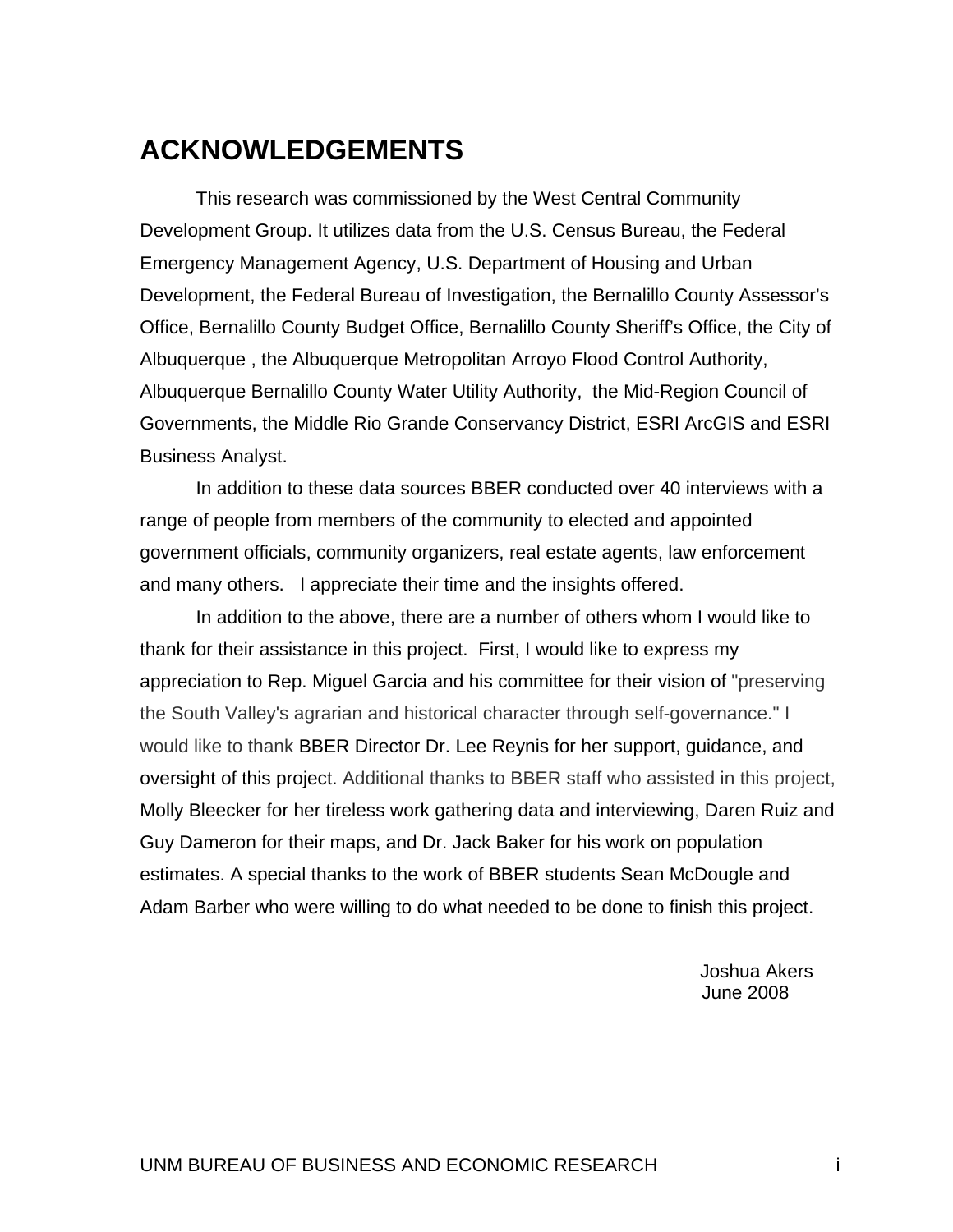# ACKNOWLEDGEMENTS

This research was commissioned by the West Central Community Development Group. It utilizes data from the U.S. Census Bureau, the Federal Emergency Management Agency, U.S. Department of Housing and Urban Development, the Federal Bureau of Investigation, the Bernalillo County Assessor's Office, Bernalillo County Budget Office, Bernalillo County Sheriff's Office, the City of Albuquerque , the Albuquerque Metropolitan Arroyo Flood Control Authority, Albuquerque Bernalillo County Water Utility Authority, the Mid-Region Council of Governments, the Middle Rio Grande Conservancy District, ESRI ArcGIS and ESRI Business Analyst.

In addition to these data sources BBER conducted over 40 interviews with a range of people from members of the community to elected and appointed government officials, community organizers, real estate agents, law enforcement and many others. I appreciate their time and the insights offered.

In addition to the above, there are a number of others whom I would like to thank for their assistance in this project. First, I would like to express my appreciation to Rep. Miguel Garcia and his committee for their vision of "preserving the South Valley's agrarian and historical character through self-governance." I would like to thank BBER Director Dr. Lee Reynis for her support, guidance, and oversight of this project. Additional thanks to BBER staff who assisted in this project, Molly Bleecker for her tireless work gathering data and interviewing, Daren Ruiz and Guy Dameron for their maps, and Dr. Jack Baker for his work on population estimates. A special thanks to the work of BBER students Sean McDougle and Adam Barber who were willing to do what needed to be done to finish this project.

Joshua Akers
June 2008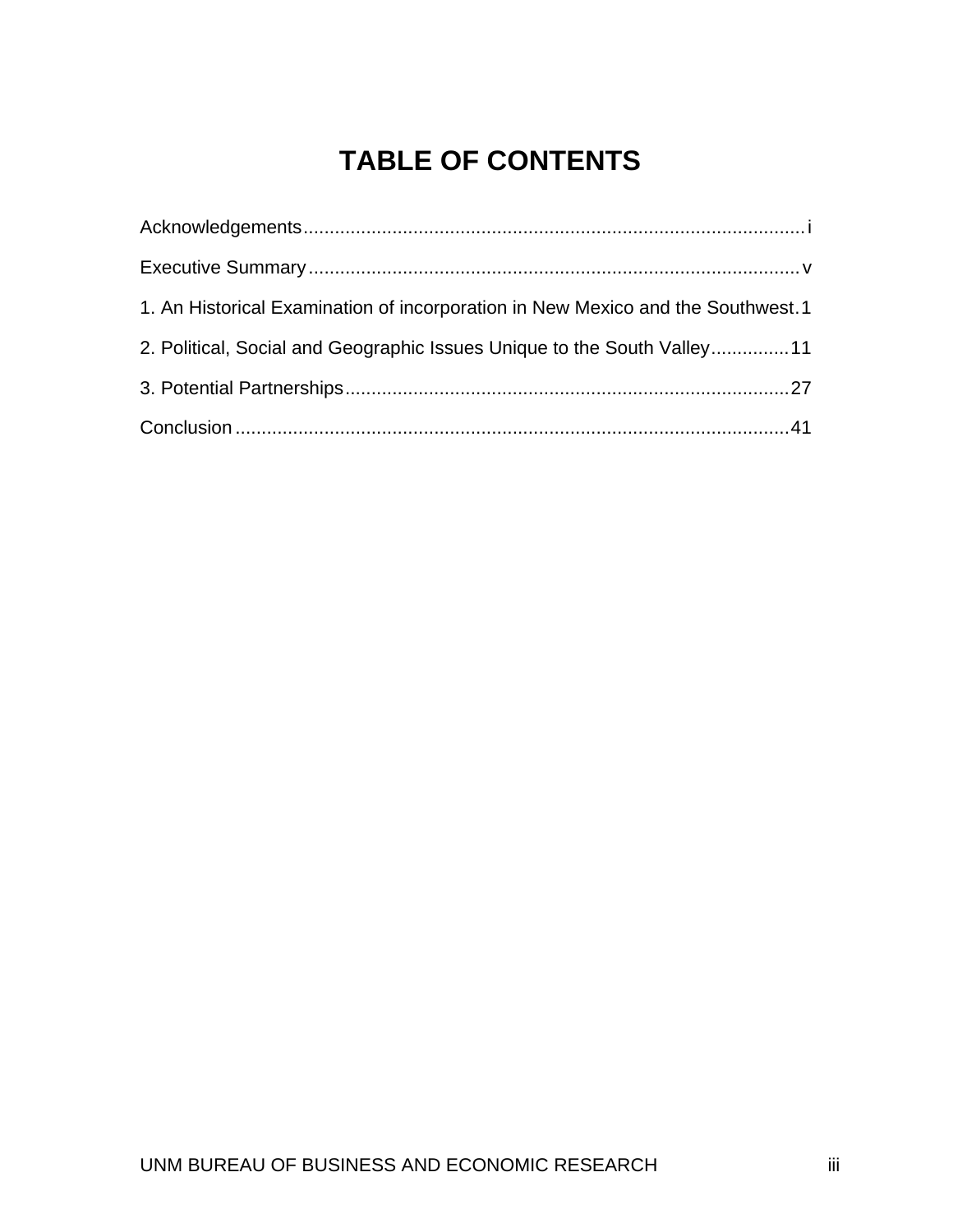# TABLE OF CONTENTS

Acknowledgements .................................................................................................i

Executive Summary ..............................................................................................v

1. An Historical Examination of incorporation in New Mexico and the Southwest. 1

2. Political, Social and Geographic Issues Unique to the South Valley ............... 11

3. Potential Partnerships ...................................................................................... 27

Conclusion ........................................................................................................... 41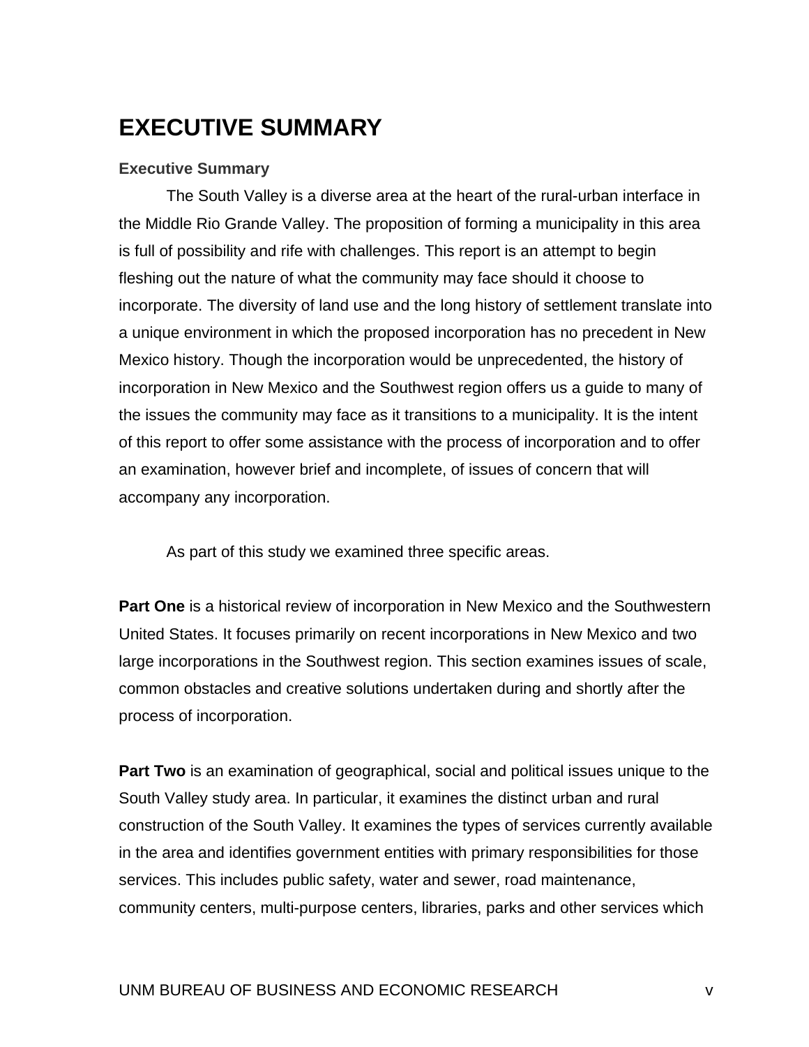# EXECUTIVE SUMMARY

### Executive Summary

The South Valley is a diverse area at the heart of the rural-urban interface in the Middle Rio Grande Valley. The proposition of forming a municipality in this area is full of possibility and rife with challenges. This report is an attempt to begin fleshing out the nature of what the community may face should it choose to incorporate. The diversity of land use and the long history of settlement translate into a unique environment in which the proposed incorporation has no precedent in New Mexico history. Though the incorporation would be unprecedented, the history of incorporation in New Mexico and the Southwest region offers us a guide to many of the issues the community may face as it transitions to a municipality. It is the intent of this report to offer some assistance with the process of incorporation and to offer an examination, however brief and incomplete, of issues of concern that will accompany any incorporation.

As part of this study we examined three specific areas.

**Part One** is a historical review of incorporation in New Mexico and the Southwestern United States. It focuses primarily on recent incorporations in New Mexico and two large incorporations in the Southwest region. This section examines issues of scale, common obstacles and creative solutions undertaken during and shortly after the process of incorporation.

**Part Two** is an examination of geographical, social and political issues unique to the South Valley study area. In particular, it examines the distinct urban and rural construction of the South Valley. It examines the types of services currently available in the area and identifies government entities with primary responsibilities for those services. This includes public safety, water and sewer, road maintenance, community centers, multi-purpose centers, libraries, parks and other services which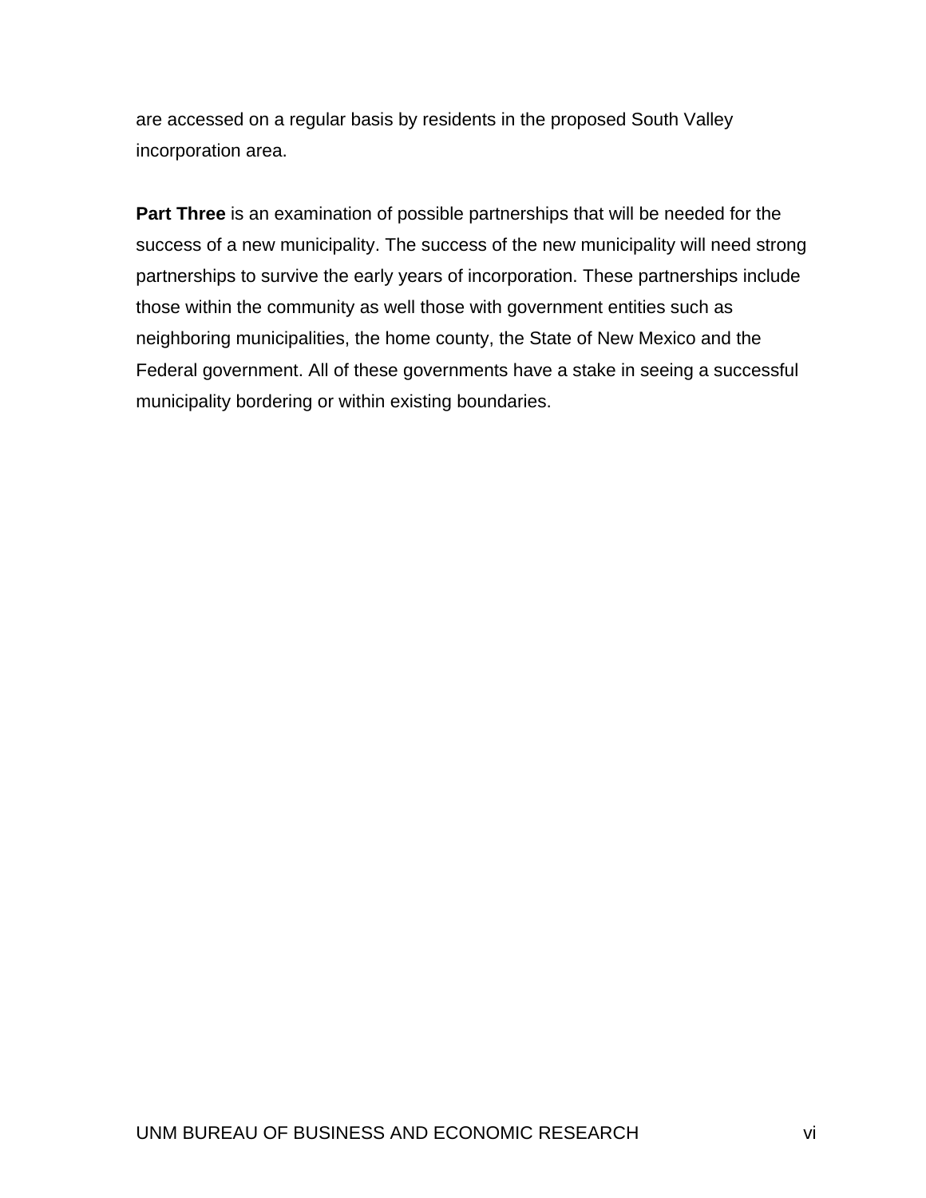are accessed on a regular basis by residents in the proposed South Valley incorporation area.

**Part Three** is an examination of possible partnerships that will be needed for the success of a new municipality. The success of the new municipality will need strong partnerships to survive the early years of incorporation. These partnerships include those within the community as well those with government entities such as neighboring municipalities, the home county, the State of New Mexico and the Federal government. All of these governments have a stake in seeing a successful municipality bordering or within existing boundaries.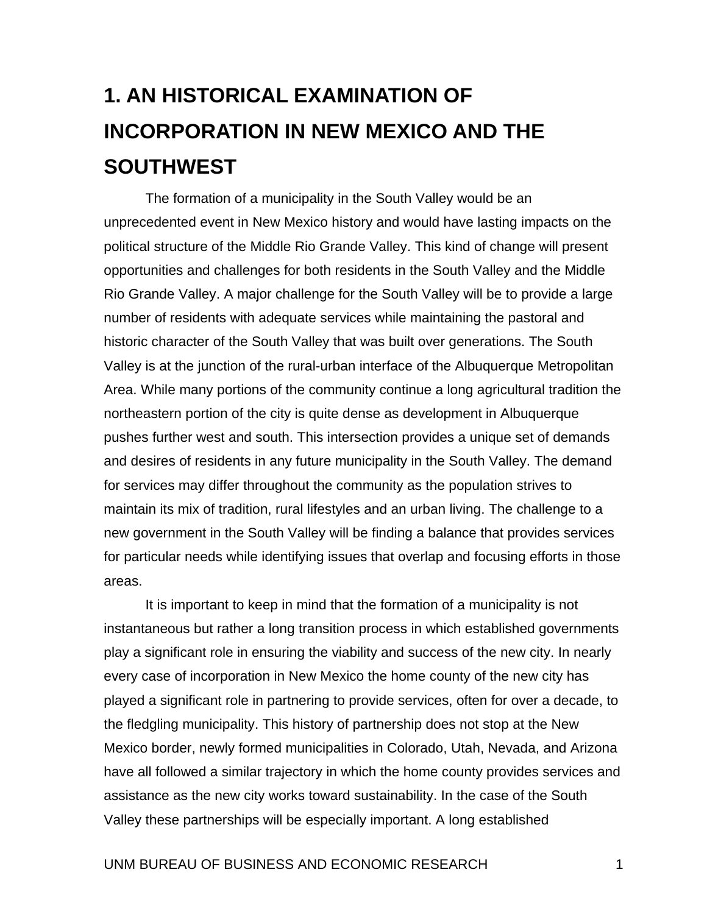# 1. AN HISTORICAL EXAMINATION OF INCORPORATION IN NEW MEXICO AND THE SOUTHWEST

The formation of a municipality in the South Valley would be an unprecedented event in New Mexico history and would have lasting impacts on the political structure of the Middle Rio Grande Valley. This kind of change will present opportunities and challenges for both residents in the South Valley and the Middle Rio Grande Valley. A major challenge for the South Valley will be to provide a large number of residents with adequate services while maintaining the pastoral and historic character of the South Valley that was built over generations. The South Valley is at the junction of the rural-urban interface of the Albuquerque Metropolitan Area. While many portions of the community continue a long agricultural tradition the northeastern portion of the city is quite dense as development in Albuquerque pushes further west and south. This intersection provides a unique set of demands and desires of residents in any future municipality in the South Valley. The demand for services may differ throughout the community as the population strives to maintain its mix of tradition, rural lifestyles and an urban living. The challenge to a new government in the South Valley will be finding a balance that provides services for particular needs while identifying issues that overlap and focusing efforts in those areas.

It is important to keep in mind that the formation of a municipality is not instantaneous but rather a long transition process in which established governments play a significant role in ensuring the viability and success of the new city. In nearly every case of incorporation in New Mexico the home county of the new city has played a significant role in partnering to provide services, often for over a decade, to the fledgling municipality. This history of partnership does not stop at the New Mexico border, newly formed municipalities in Colorado, Utah, Nevada, and Arizona have all followed a similar trajectory in which the home county provides services and assistance as the new city works toward sustainability. In the case of the South Valley these partnerships will be especially important. A long established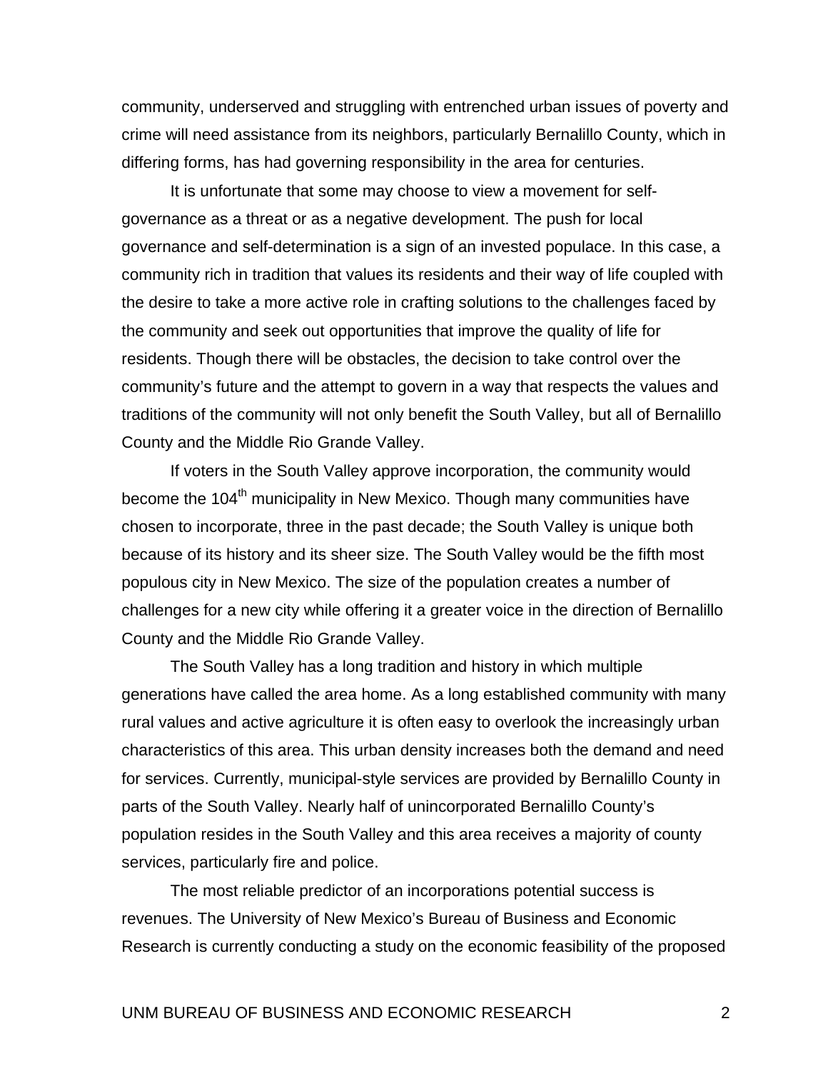community, underserved and struggling with entrenched urban issues of poverty and crime will need assistance from its neighbors, particularly Bernalillo County, which in differing forms, has had governing responsibility in the area for centuries.

It is unfortunate that some may choose to view a movement for self-governance as a threat or as a negative development. The push for local governance and self-determination is a sign of an invested populace. In this case, a community rich in tradition that values its residents and their way of life coupled with the desire to take a more active role in crafting solutions to the challenges faced by the community and seek out opportunities that improve the quality of life for residents. Though there will be obstacles, the decision to take control over the community's future and the attempt to govern in a way that respects the values and traditions of the community will not only benefit the South Valley, but all of Bernalillo County and the Middle Rio Grande Valley.

If voters in the South Valley approve incorporation, the community would become the 104th municipality in New Mexico. Though many communities have chosen to incorporate, three in the past decade; the South Valley is unique both because of its history and its sheer size. The South Valley would be the fifth most populous city in New Mexico. The size of the population creates a number of challenges for a new city while offering it a greater voice in the direction of Bernalillo County and the Middle Rio Grande Valley.

The South Valley has a long tradition and history in which multiple generations have called the area home. As a long established community with many rural values and active agriculture it is often easy to overlook the increasingly urban characteristics of this area. This urban density increases both the demand and need for services. Currently, municipal-style services are provided by Bernalillo County in parts of the South Valley. Nearly half of unincorporated Bernalillo County's population resides in the South Valley and this area receives a majority of county services, particularly fire and police.

The most reliable predictor of an incorporations potential success is revenues. The University of New Mexico's Bureau of Business and Economic Research is currently conducting a study on the economic feasibility of the proposed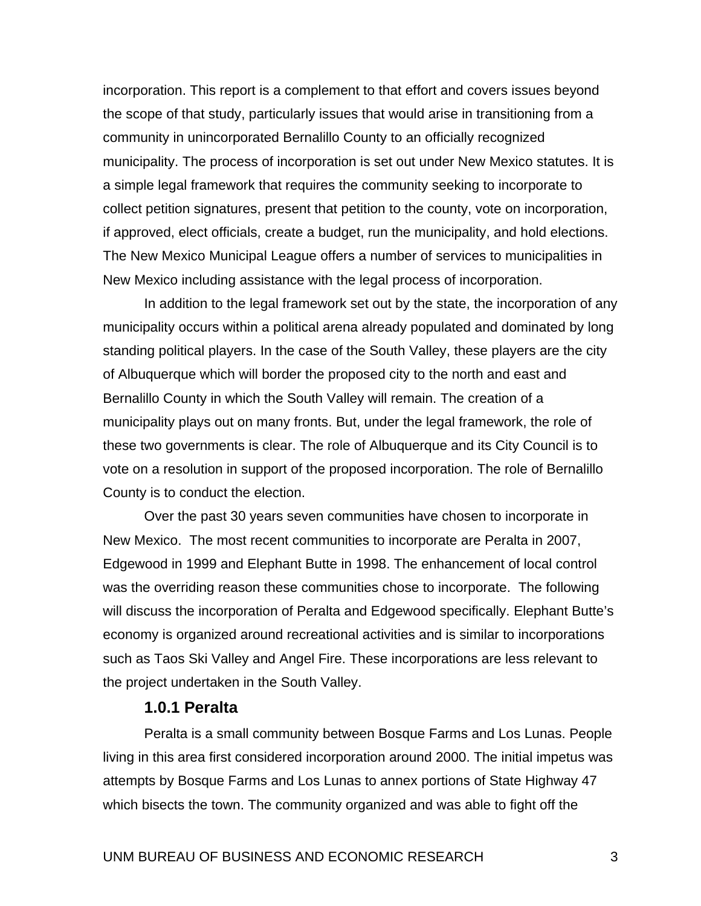incorporation. This report is a complement to that effort and covers issues beyond the scope of that study, particularly issues that would arise in transitioning from a community in unincorporated Bernalillo County to an officially recognized municipality. The process of incorporation is set out under New Mexico statutes. It is a simple legal framework that requires the community seeking to incorporate to collect petition signatures, present that petition to the county, vote on incorporation, if approved, elect officials, create a budget, run the municipality, and hold elections. The New Mexico Municipal League offers a number of services to municipalities in New Mexico including assistance with the legal process of incorporation.

In addition to the legal framework set out by the state, the incorporation of any municipality occurs within a political arena already populated and dominated by long standing political players. In the case of the South Valley, these players are the city of Albuquerque which will border the proposed city to the north and east and Bernalillo County in which the South Valley will remain. The creation of a municipality plays out on many fronts. But, under the legal framework, the role of these two governments is clear. The role of Albuquerque and its City Council is to vote on a resolution in support of the proposed incorporation. The role of Bernalillo County is to conduct the election.

Over the past 30 years seven communities have chosen to incorporate in New Mexico. The most recent communities to incorporate are Peralta in 2007, Edgewood in 1999 and Elephant Butte in 1998. The enhancement of local control was the overriding reason these communities chose to incorporate. The following will discuss the incorporation of Peralta and Edgewood specifically. Elephant Butte's economy is organized around recreational activities and is similar to incorporations such as Taos Ski Valley and Angel Fire. These incorporations are less relevant to the project undertaken in the South Valley.

### 1.0.1 Peralta

Peralta is a small community between Bosque Farms and Los Lunas. People living in this area first considered incorporation around 2000. The initial impetus was attempts by Bosque Farms and Los Lunas to annex portions of State Highway 47 which bisects the town. The community organized and was able to fight off the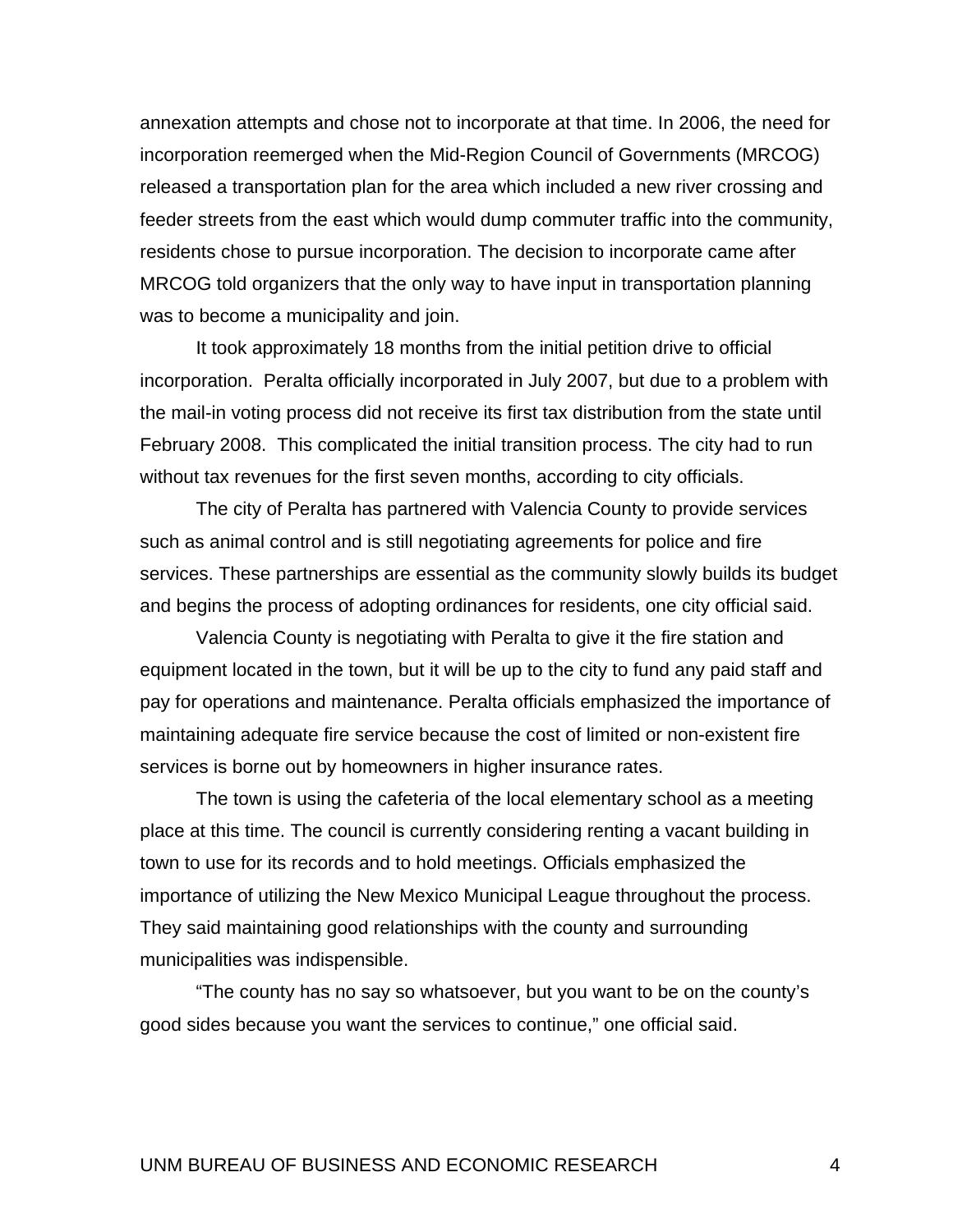annexation attempts and chose not to incorporate at that time. In 2006, the need for incorporation reemerged when the Mid-Region Council of Governments (MRCOG) released a transportation plan for the area which included a new river crossing and feeder streets from the east which would dump commuter traffic into the community, residents chose to pursue incorporation. The decision to incorporate came after MRCOG told organizers that the only way to have input in transportation planning was to become a municipality and join.

It took approximately 18 months from the initial petition drive to official incorporation. Peralta officially incorporated in July 2007, but due to a problem with the mail-in voting process did not receive its first tax distribution from the state until February 2008. This complicated the initial transition process. The city had to run without tax revenues for the first seven months, according to city officials.

The city of Peralta has partnered with Valencia County to provide services such as animal control and is still negotiating agreements for police and fire services. These partnerships are essential as the community slowly builds its budget and begins the process of adopting ordinances for residents, one city official said.

Valencia County is negotiating with Peralta to give it the fire station and equipment located in the town, but it will be up to the city to fund any paid staff and pay for operations and maintenance. Peralta officials emphasized the importance of maintaining adequate fire service because the cost of limited or non-existent fire services is borne out by homeowners in higher insurance rates.

The town is using the cafeteria of the local elementary school as a meeting place at this time. The council is currently considering renting a vacant building in town to use for its records and to hold meetings. Officials emphasized the importance of utilizing the New Mexico Municipal League throughout the process. They said maintaining good relationships with the county and surrounding municipalities was indispensible.

"The county has no say so whatsoever, but you want to be on the county's good sides because you want the services to continue," one official said.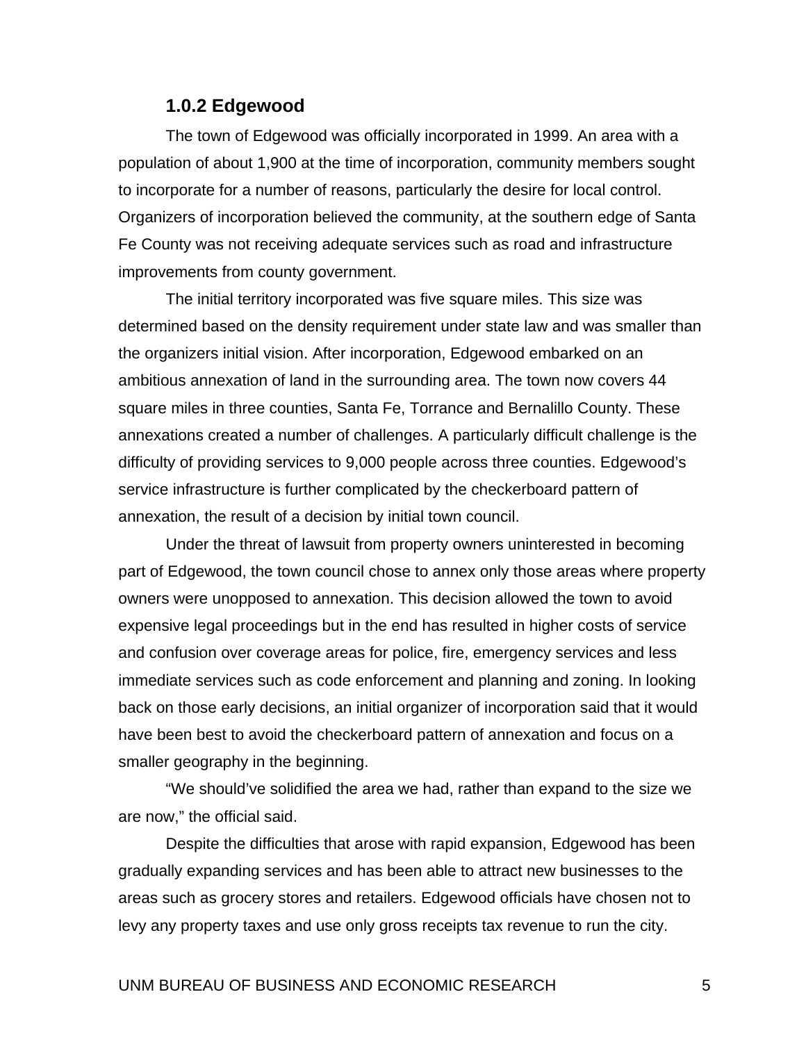### 1.0.2 Edgewood

The town of Edgewood was officially incorporated in 1999. An area with a population of about 1,900 at the time of incorporation, community members sought to incorporate for a number of reasons, particularly the desire for local control. Organizers of incorporation believed the community, at the southern edge of Santa Fe County was not receiving adequate services such as road and infrastructure improvements from county government.

The initial territory incorporated was five square miles. This size was determined based on the density requirement under state law and was smaller than the organizers initial vision. After incorporation, Edgewood embarked on an ambitious annexation of land in the surrounding area. The town now covers 44 square miles in three counties, Santa Fe, Torrance and Bernalillo County. These annexations created a number of challenges. A particularly difficult challenge is the difficulty of providing services to 9,000 people across three counties. Edgewood's service infrastructure is further complicated by the checkerboard pattern of annexation, the result of a decision by initial town council.

Under the threat of lawsuit from property owners uninterested in becoming part of Edgewood, the town council chose to annex only those areas where property owners were unopposed to annexation. This decision allowed the town to avoid expensive legal proceedings but in the end has resulted in higher costs of service and confusion over coverage areas for police, fire, emergency services and less immediate services such as code enforcement and planning and zoning. In looking back on those early decisions, an initial organizer of incorporation said that it would have been best to avoid the checkerboard pattern of annexation and focus on a smaller geography in the beginning.

"We should've solidified the area we had, rather than expand to the size we are now," the official said.

Despite the difficulties that arose with rapid expansion, Edgewood has been gradually expanding services and has been able to attract new businesses to the areas such as grocery stores and retailers. Edgewood officials have chosen not to levy any property taxes and use only gross receipts tax revenue to run the city.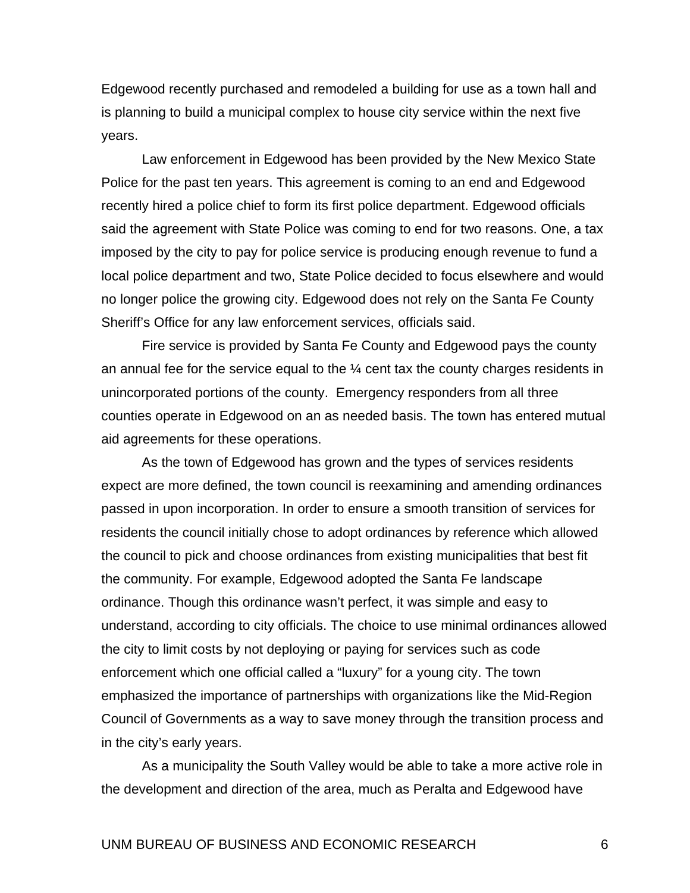Edgewood recently purchased and remodeled a building for use as a town hall and is planning to build a municipal complex to house city service within the next five years.

Law enforcement in Edgewood has been provided by the New Mexico State Police for the past ten years. This agreement is coming to an end and Edgewood recently hired a police chief to form its first police department. Edgewood officials said the agreement with State Police was coming to end for two reasons. One, a tax imposed by the city to pay for police service is producing enough revenue to fund a local police department and two, State Police decided to focus elsewhere and would no longer police the growing city. Edgewood does not rely on the Santa Fe County Sheriff's Office for any law enforcement services, officials said.

Fire service is provided by Santa Fe County and Edgewood pays the county an annual fee for the service equal to the ¼ cent tax the county charges residents in unincorporated portions of the county. Emergency responders from all three counties operate in Edgewood on an as needed basis. The town has entered mutual aid agreements for these operations.

As the town of Edgewood has grown and the types of services residents expect are more defined, the town council is reexamining and amending ordinances passed in upon incorporation. In order to ensure a smooth transition of services for residents the council initially chose to adopt ordinances by reference which allowed the council to pick and choose ordinances from existing municipalities that best fit the community. For example, Edgewood adopted the Santa Fe landscape ordinance. Though this ordinance wasn't perfect, it was simple and easy to understand, according to city officials. The choice to use minimal ordinances allowed the city to limit costs by not deploying or paying for services such as code enforcement which one official called a "luxury" for a young city. The town emphasized the importance of partnerships with organizations like the Mid-Region Council of Governments as a way to save money through the transition process and in the city's early years.

As a municipality the South Valley would be able to take a more active role in the development and direction of the area, much as Peralta and Edgewood have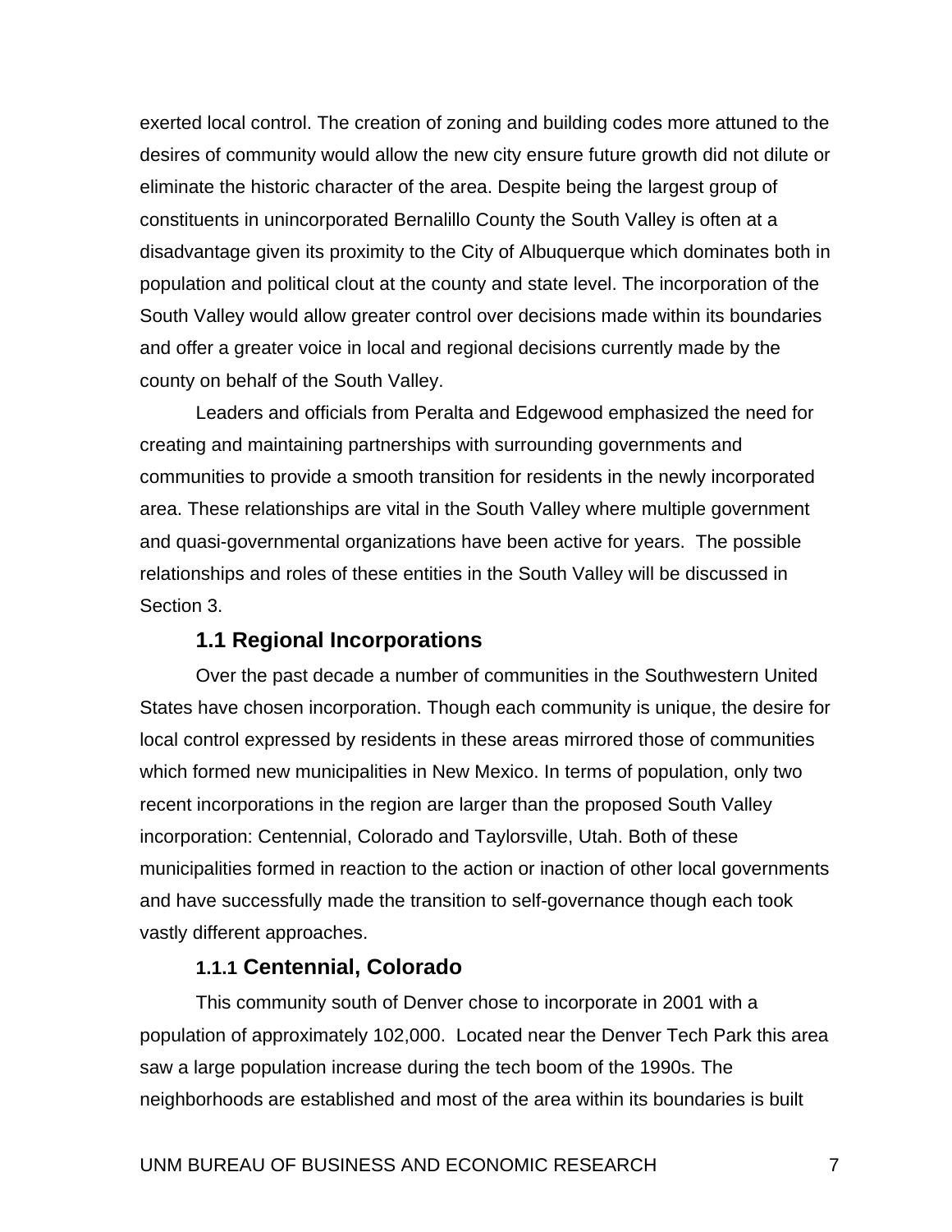exerted local control. The creation of zoning and building codes more attuned to the desires of community would allow the new city ensure future growth did not dilute or eliminate the historic character of the area. Despite being the largest group of constituents in unincorporated Bernalillo County the South Valley is often at a disadvantage given its proximity to the City of Albuquerque which dominates both in population and political clout at the county and state level. The incorporation of the South Valley would allow greater control over decisions made within its boundaries and offer a greater voice in local and regional decisions currently made by the county on behalf of the South Valley.

Leaders and officials from Peralta and Edgewood emphasized the need for creating and maintaining partnerships with surrounding governments and communities to provide a smooth transition for residents in the newly incorporated area. These relationships are vital in the South Valley where multiple government and quasi-governmental organizations have been active for years. The possible relationships and roles of these entities in the South Valley will be discussed in Section 3.

## 1.1 Regional Incorporations

Over the past decade a number of communities in the Southwestern United States have chosen incorporation. Though each community is unique, the desire for local control expressed by residents in these areas mirrored those of communities which formed new municipalities in New Mexico. In terms of population, only two recent incorporations in the region are larger than the proposed South Valley incorporation: Centennial, Colorado and Taylorsville, Utah. Both of these municipalities formed in reaction to the action or inaction of other local governments and have successfully made the transition to self-governance though each took vastly different approaches.

### 1.1.1 Centennial, Colorado

This community south of Denver chose to incorporate in 2001 with a population of approximately 102,000. Located near the Denver Tech Park this area saw a large population increase during the tech boom of the 1990s. The neighborhoods are established and most of the area within its boundaries is built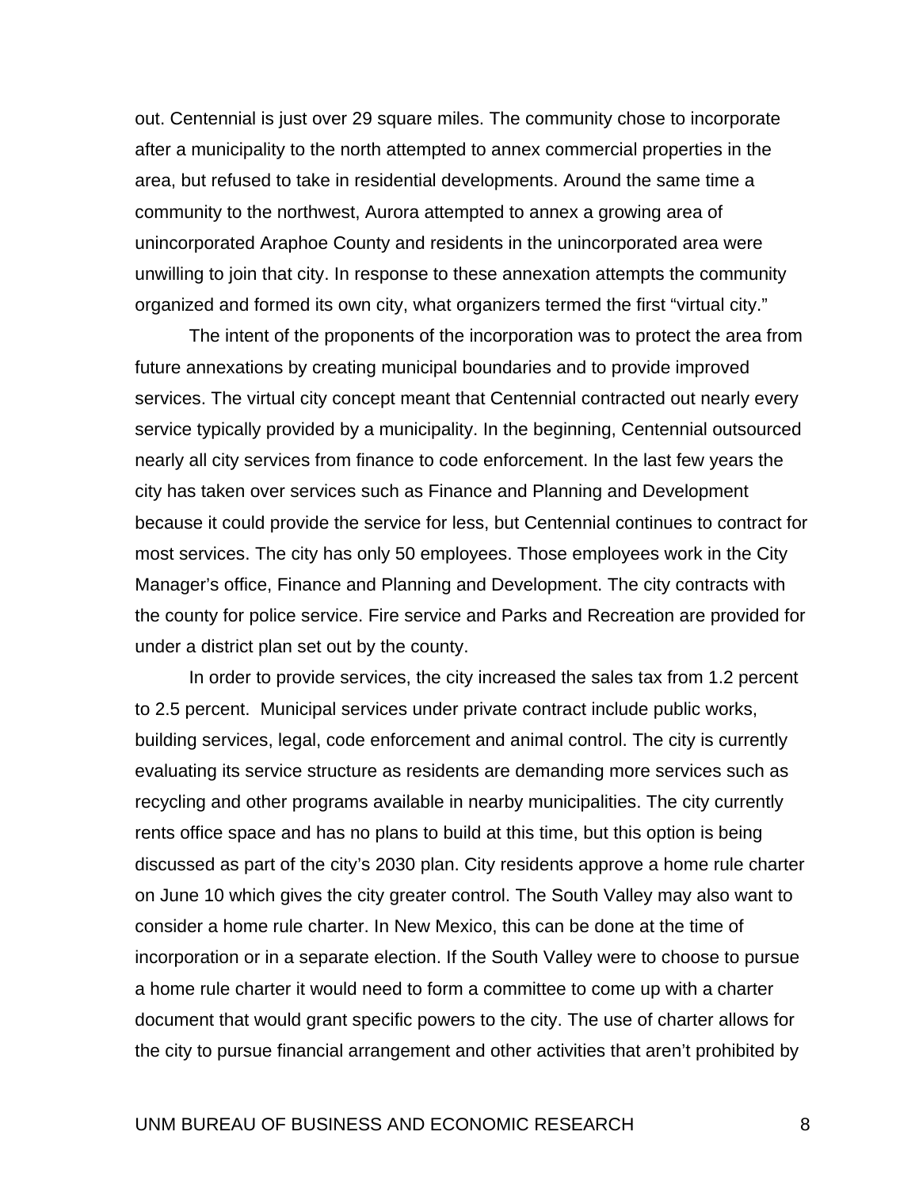out. Centennial is just over 29 square miles. The community chose to incorporate after a municipality to the north attempted to annex commercial properties in the area, but refused to take in residential developments. Around the same time a community to the northwest, Aurora attempted to annex a growing area of unincorporated Araphoe County and residents in the unincorporated area were unwilling to join that city. In response to these annexation attempts the community organized and formed its own city, what organizers termed the first "virtual city."

The intent of the proponents of the incorporation was to protect the area from future annexations by creating municipal boundaries and to provide improved services. The virtual city concept meant that Centennial contracted out nearly every service typically provided by a municipality. In the beginning, Centennial outsourced nearly all city services from finance to code enforcement. In the last few years the city has taken over services such as Finance and Planning and Development because it could provide the service for less, but Centennial continues to contract for most services. The city has only 50 employees. Those employees work in the City Manager's office, Finance and Planning and Development. The city contracts with the county for police service. Fire service and Parks and Recreation are provided for under a district plan set out by the county.

In order to provide services, the city increased the sales tax from 1.2 percent to 2.5 percent. Municipal services under private contract include public works, building services, legal, code enforcement and animal control. The city is currently evaluating its service structure as residents are demanding more services such as recycling and other programs available in nearby municipalities. The city currently rents office space and has no plans to build at this time, but this option is being discussed as part of the city's 2030 plan. City residents approve a home rule charter on June 10 which gives the city greater control. The South Valley may also want to consider a home rule charter. In New Mexico, this can be done at the time of incorporation or in a separate election. If the South Valley were to choose to pursue a home rule charter it would need to form a committee to come up with a charter document that would grant specific powers to the city. The use of charter allows for the city to pursue financial arrangement and other activities that aren't prohibited by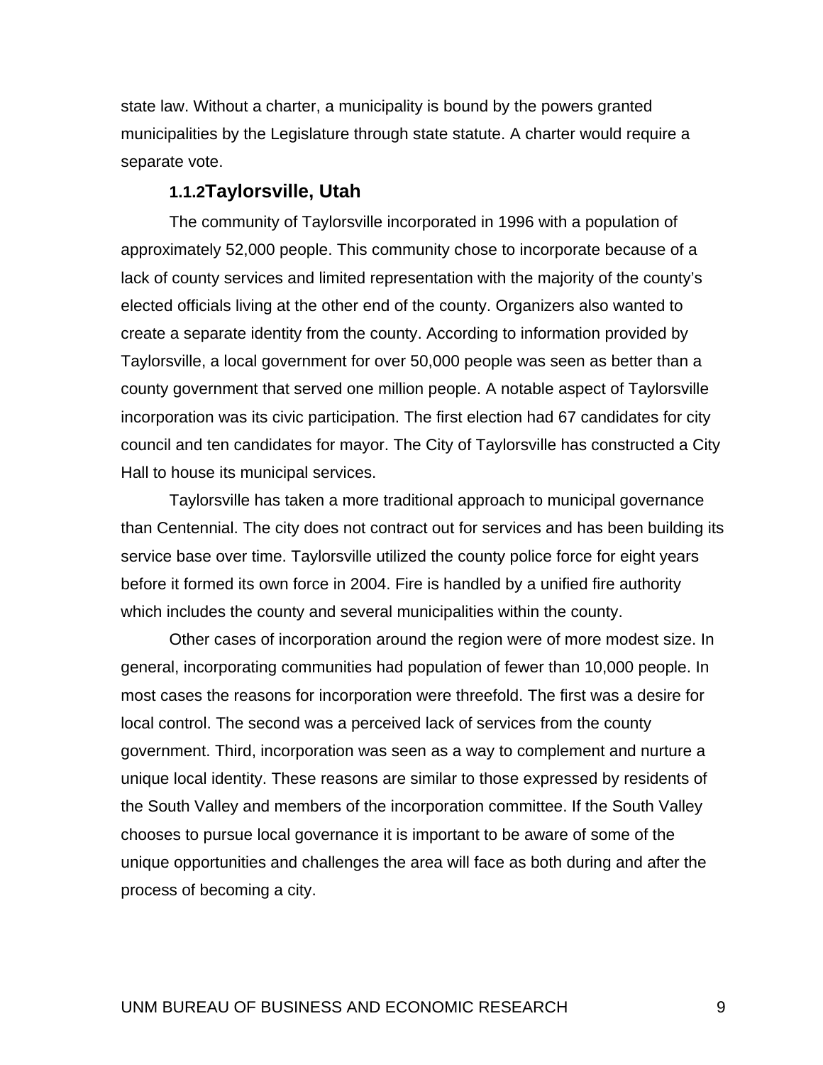state law. Without a charter, a municipality is bound by the powers granted municipalities by the Legislature through state statute. A charter would require a separate vote.

### 1.1.2 Taylorsville, Utah

The community of Taylorsville incorporated in 1996 with a population of approximately 52,000 people. This community chose to incorporate because of a lack of county services and limited representation with the majority of the county's elected officials living at the other end of the county. Organizers also wanted to create a separate identity from the county. According to information provided by Taylorsville, a local government for over 50,000 people was seen as better than a county government that served one million people. A notable aspect of Taylorsville incorporation was its civic participation. The first election had 67 candidates for city council and ten candidates for mayor. The City of Taylorsville has constructed a City Hall to house its municipal services.

Taylorsville has taken a more traditional approach to municipal governance than Centennial. The city does not contract out for services and has been building its service base over time. Taylorsville utilized the county police force for eight years before it formed its own force in 2004. Fire is handled by a unified fire authority which includes the county and several municipalities within the county.

Other cases of incorporation around the region were of more modest size. In general, incorporating communities had population of fewer than 10,000 people. In most cases the reasons for incorporation were threefold. The first was a desire for local control. The second was a perceived lack of services from the county government. Third, incorporation was seen as a way to complement and nurture a unique local identity. These reasons are similar to those expressed by residents of the South Valley and members of the incorporation committee. If the South Valley chooses to pursue local governance it is important to be aware of some of the unique opportunities and challenges the area will face as both during and after the process of becoming a city.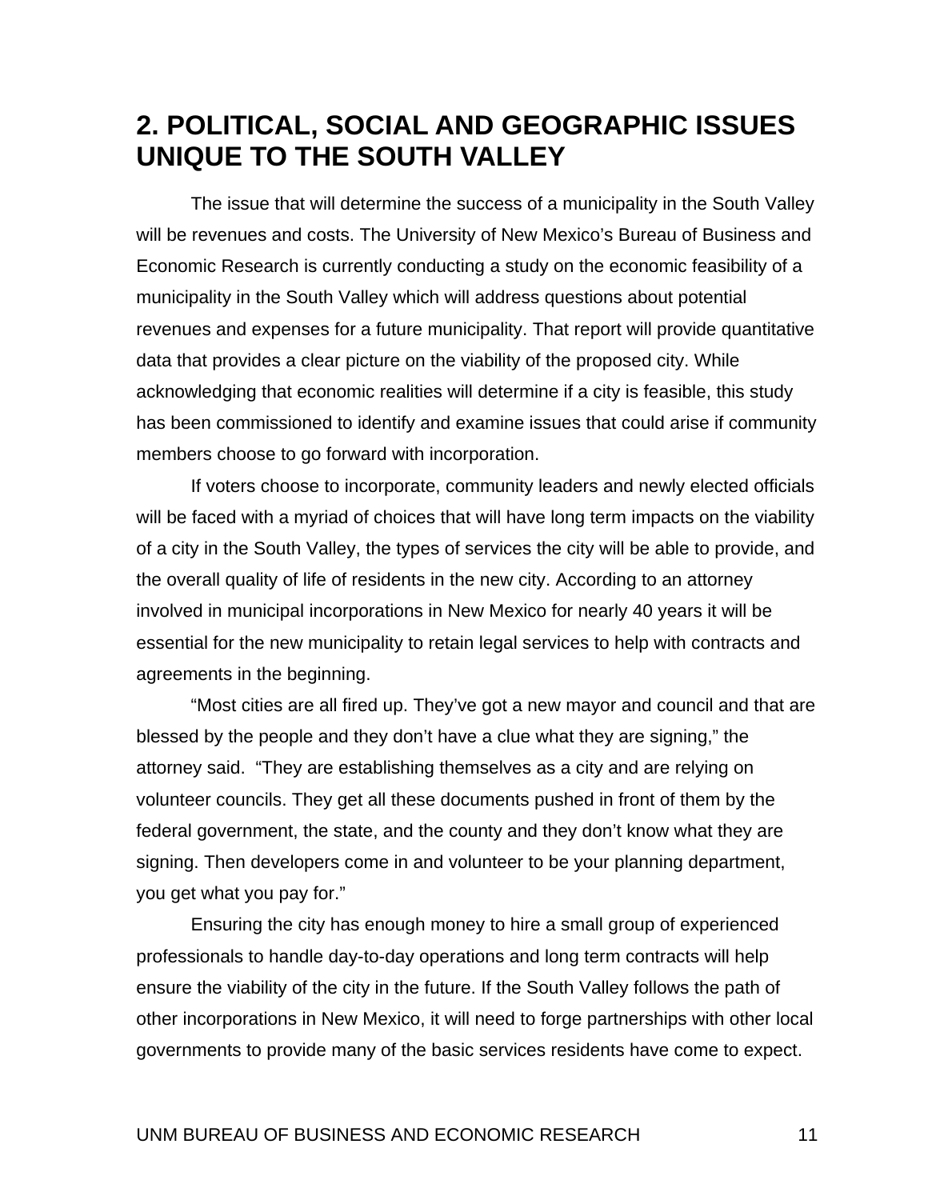# 2. POLITICAL, SOCIAL AND GEOGRAPHIC ISSUES UNIQUE TO THE SOUTH VALLEY

The issue that will determine the success of a municipality in the South Valley will be revenues and costs. The University of New Mexico's Bureau of Business and Economic Research is currently conducting a study on the economic feasibility of a municipality in the South Valley which will address questions about potential revenues and expenses for a future municipality. That report will provide quantitative data that provides a clear picture on the viability of the proposed city. While acknowledging that economic realities will determine if a city is feasible, this study has been commissioned to identify and examine issues that could arise if community members choose to go forward with incorporation.

If voters choose to incorporate, community leaders and newly elected officials will be faced with a myriad of choices that will have long term impacts on the viability of a city in the South Valley, the types of services the city will be able to provide, and the overall quality of life of residents in the new city. According to an attorney involved in municipal incorporations in New Mexico for nearly 40 years it will be essential for the new municipality to retain legal services to help with contracts and agreements in the beginning.

"Most cities are all fired up. They've got a new mayor and council and that are blessed by the people and they don't have a clue what they are signing," the attorney said. "They are establishing themselves as a city and are relying on volunteer councils. They get all these documents pushed in front of them by the federal government, the state, and the county and they don't know what they are signing. Then developers come in and volunteer to be your planning department, you get what you pay for."

Ensuring the city has enough money to hire a small group of experienced professionals to handle day-to-day operations and long term contracts will help ensure the viability of the city in the future. If the South Valley follows the path of other incorporations in New Mexico, it will need to forge partnerships with other local governments to provide many of the basic services residents have come to expect.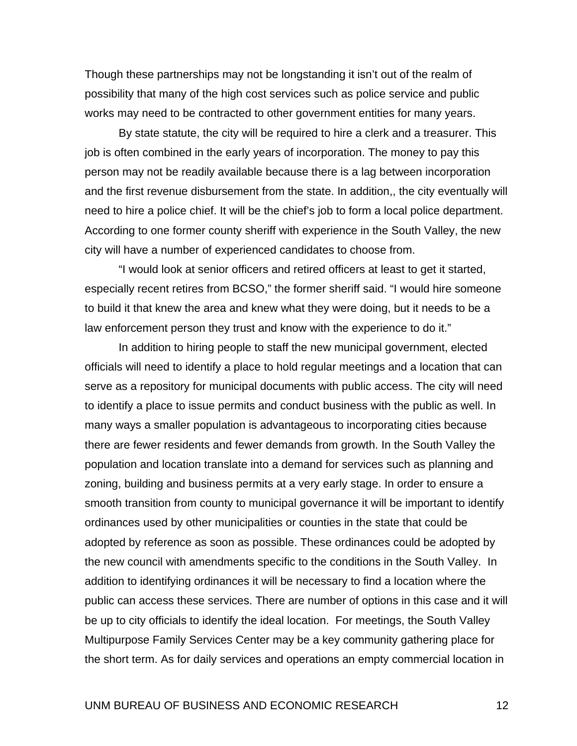Though these partnerships may not be longstanding it isn't out of the realm of possibility that many of the high cost services such as police service and public works may need to be contracted to other government entities for many years.

By state statute, the city will be required to hire a clerk and a treasurer. This job is often combined in the early years of incorporation. The money to pay this person may not be readily available because there is a lag between incorporation and the first revenue disbursement from the state. In addition,, the city eventually will need to hire a police chief. It will be the chief's job to form a local police department. According to one former county sheriff with experience in the South Valley, the new city will have a number of experienced candidates to choose from.

"I would look at senior officers and retired officers at least to get it started, especially recent retires from BCSO," the former sheriff said. "I would hire someone to build it that knew the area and knew what they were doing, but it needs to be a law enforcement person they trust and know with the experience to do it."

In addition to hiring people to staff the new municipal government, elected officials will need to identify a place to hold regular meetings and a location that can serve as a repository for municipal documents with public access. The city will need to identify a place to issue permits and conduct business with the public as well. In many ways a smaller population is advantageous to incorporating cities because there are fewer residents and fewer demands from growth. In the South Valley the population and location translate into a demand for services such as planning and zoning, building and business permits at a very early stage. In order to ensure a smooth transition from county to municipal governance it will be important to identify ordinances used by other municipalities or counties in the state that could be adopted by reference as soon as possible. These ordinances could be adopted by the new council with amendments specific to the conditions in the South Valley. In addition to identifying ordinances it will be necessary to find a location where the public can access these services. There are number of options in this case and it will be up to city officials to identify the ideal location. For meetings, the South Valley Multipurpose Family Services Center may be a key community gathering place for the short term. As for daily services and operations an empty commercial location in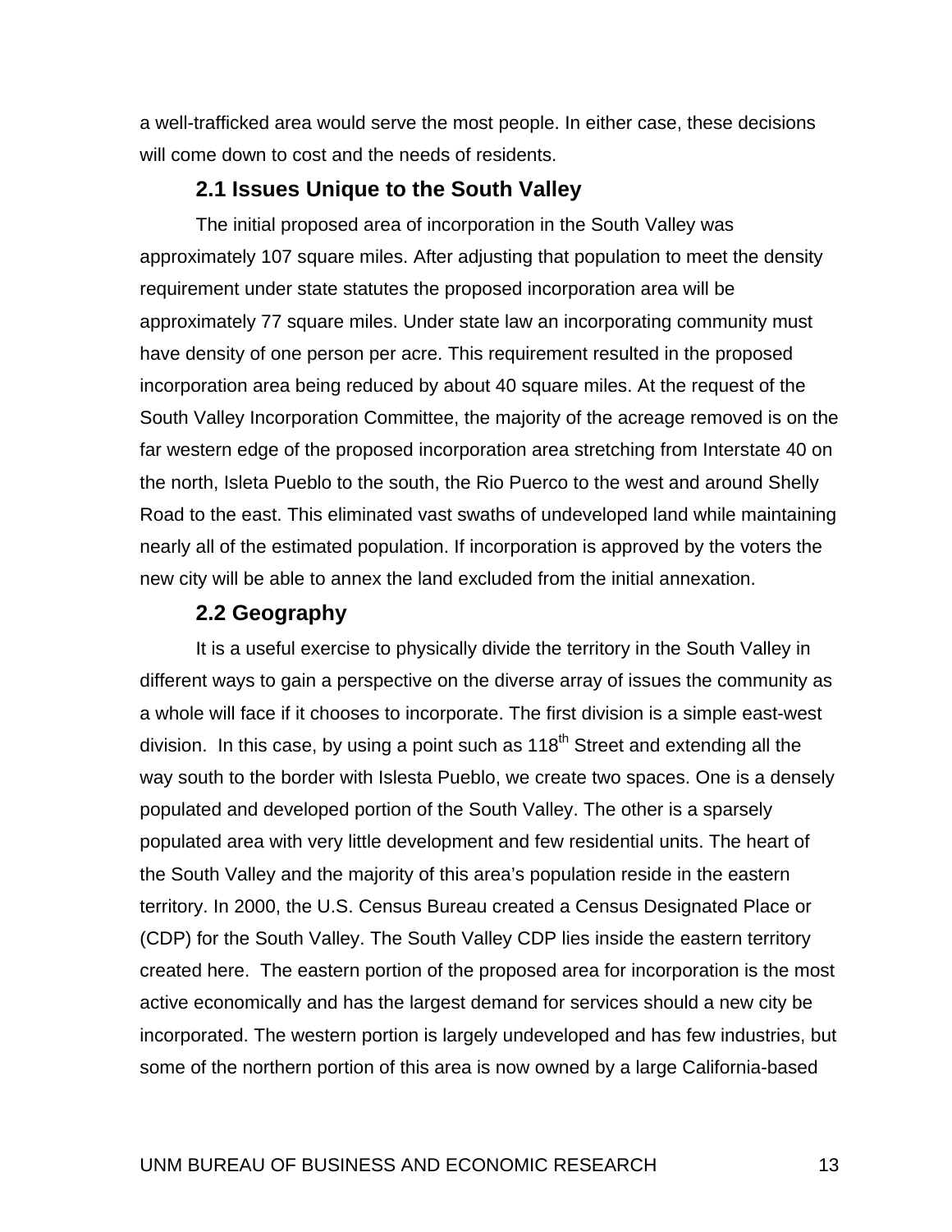a well-trafficked area would serve the most people. In either case, these decisions will come down to cost and the needs of residents.

## 2.1 Issues Unique to the South Valley

The initial proposed area of incorporation in the South Valley was approximately 107 square miles. After adjusting that population to meet the density requirement under state statutes the proposed incorporation area will be approximately 77 square miles. Under state law an incorporating community must have density of one person per acre. This requirement resulted in the proposed incorporation area being reduced by about 40 square miles. At the request of the South Valley Incorporation Committee, the majority of the acreage removed is on the far western edge of the proposed incorporation area stretching from Interstate 40 on the north, Isleta Pueblo to the south, the Rio Puerco to the west and around Shelly Road to the east. This eliminated vast swaths of undeveloped land while maintaining nearly all of the estimated population. If incorporation is approved by the voters the new city will be able to annex the land excluded from the initial annexation.

## 2.2 Geography

It is a useful exercise to physically divide the territory in the South Valley in different ways to gain a perspective on the diverse array of issues the community as a whole will face if it chooses to incorporate. The first division is a simple east-west division. In this case, by using a point such as 118th Street and extending all the way south to the border with Islesta Pueblo, we create two spaces. One is a densely populated and developed portion of the South Valley. The other is a sparsely populated area with very little development and few residential units. The heart of the South Valley and the majority of this area's population reside in the eastern territory. In 2000, the U.S. Census Bureau created a Census Designated Place or (CDP) for the South Valley. The South Valley CDP lies inside the eastern territory created here. The eastern portion of the proposed area for incorporation is the most active economically and has the largest demand for services should a new city be incorporated. The western portion is largely undeveloped and has few industries, but some of the northern portion of this area is now owned by a large California-based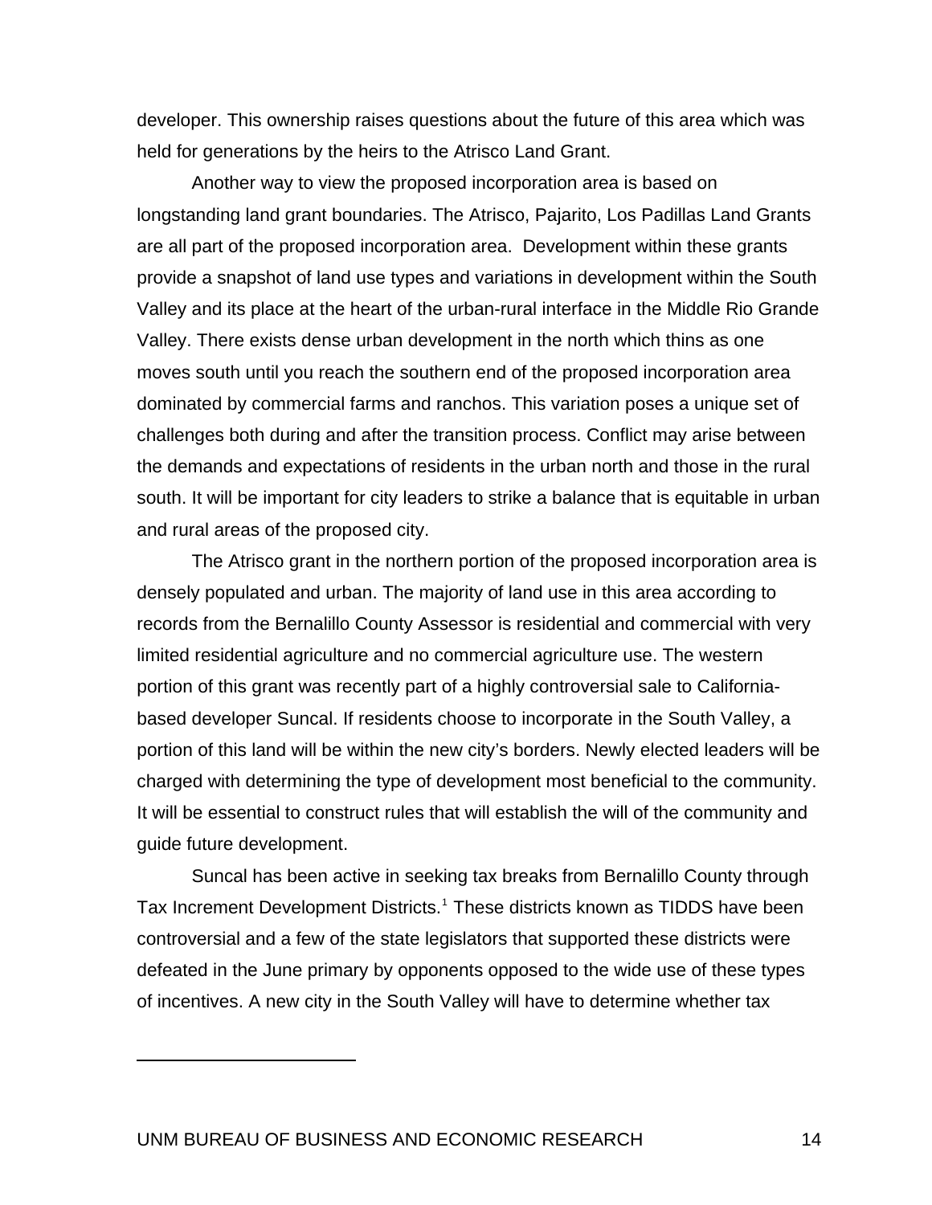developer. This ownership raises questions about the future of this area which was held for generations by the heirs to the Atrisco Land Grant.

Another way to view the proposed incorporation area is based on longstanding land grant boundaries. The Atrisco, Pajarito, Los Padillas Land Grants are all part of the proposed incorporation area. Development within these grants provide a snapshot of land use types and variations in development within the South Valley and its place at the heart of the urban-rural interface in the Middle Rio Grande Valley. There exists dense urban development in the north which thins as one moves south until you reach the southern end of the proposed incorporation area dominated by commercial farms and ranchos. This variation poses a unique set of challenges both during and after the transition process. Conflict may arise between the demands and expectations of residents in the urban north and those in the rural south. It will be important for city leaders to strike a balance that is equitable in urban and rural areas of the proposed city.

The Atrisco grant in the northern portion of the proposed incorporation area is densely populated and urban. The majority of land use in this area according to records from the Bernalillo County Assessor is residential and commercial with very limited residential agriculture and no commercial agriculture use. The western portion of this grant was recently part of a highly controversial sale to California-based developer Suncal. If residents choose to incorporate in the South Valley, a portion of this land will be within the new city's borders. Newly elected leaders will be charged with determining the type of development most beneficial to the community. It will be essential to construct rules that will establish the will of the community and guide future development.

Suncal has been active in seeking tax breaks from Bernalillo County through Tax Increment Development Districts.[1] These districts known as TIDDS have been controversial and a few of the state legislators that supported these districts were defeated in the June primary by opponents opposed to the wide use of these types of incentives. A new city in the South Valley will have to determine whether tax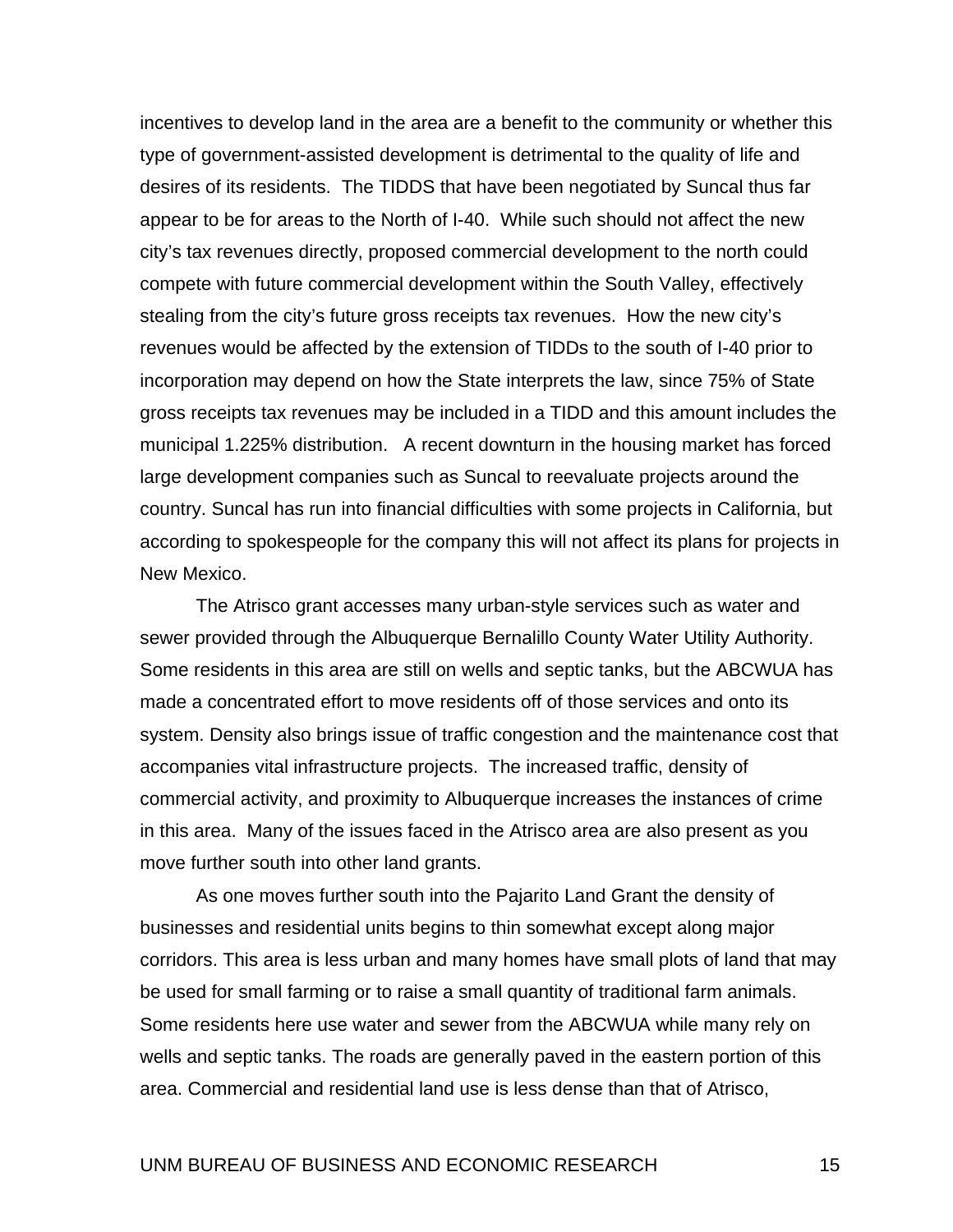incentives to develop land in the area are a benefit to the community or whether this type of government-assisted development is detrimental to the quality of life and desires of its residents. The TIDDS that have been negotiated by Suncal thus far appear to be for areas to the North of I-40. While such should not affect the new city's tax revenues directly, proposed commercial development to the north could compete with future commercial development within the South Valley, effectively stealing from the city's future gross receipts tax revenues. How the new city's revenues would be affected by the extension of TIDDs to the south of I-40 prior to incorporation may depend on how the State interprets the law, since 75% of State gross receipts tax revenues may be included in a TIDD and this amount includes the municipal 1.225% distribution. A recent downturn in the housing market has forced large development companies such as Suncal to reevaluate projects around the country. Suncal has run into financial difficulties with some projects in California, but according to spokespeople for the company this will not affect its plans for projects in New Mexico.

The Atrisco grant accesses many urban-style services such as water and sewer provided through the Albuquerque Bernalillo County Water Utility Authority. Some residents in this area are still on wells and septic tanks, but the ABCWUA has made a concentrated effort to move residents off of those services and onto its system. Density also brings issue of traffic congestion and the maintenance cost that accompanies vital infrastructure projects. The increased traffic, density of commercial activity, and proximity to Albuquerque increases the instances of crime in this area. Many of the issues faced in the Atrisco area are also present as you move further south into other land grants.

As one moves further south into the Pajarito Land Grant the density of businesses and residential units begins to thin somewhat except along major corridors. This area is less urban and many homes have small plots of land that may be used for small farming or to raise a small quantity of traditional farm animals. Some residents here use water and sewer from the ABCWUA while many rely on wells and septic tanks. The roads are generally paved in the eastern portion of this area. Commercial and residential land use is less dense than that of Atrisco,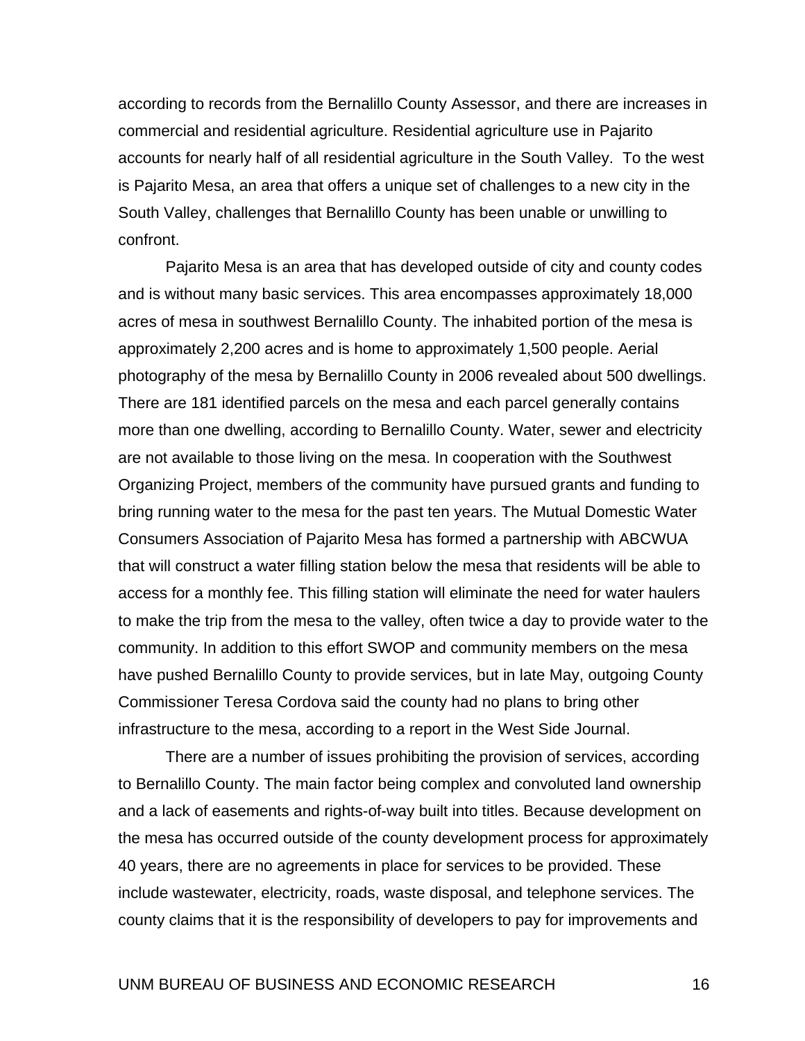according to records from the Bernalillo County Assessor, and there are increases in commercial and residential agriculture. Residential agriculture use in Pajarito accounts for nearly half of all residential agriculture in the South Valley. To the west is Pajarito Mesa, an area that offers a unique set of challenges to a new city in the South Valley, challenges that Bernalillo County has been unable or unwilling to confront.

Pajarito Mesa is an area that has developed outside of city and county codes and is without many basic services. This area encompasses approximately 18,000 acres of mesa in southwest Bernalillo County. The inhabited portion of the mesa is approximately 2,200 acres and is home to approximately 1,500 people. Aerial photography of the mesa by Bernalillo County in 2006 revealed about 500 dwellings. There are 181 identified parcels on the mesa and each parcel generally contains more than one dwelling, according to Bernalillo County. Water, sewer and electricity are not available to those living on the mesa. In cooperation with the Southwest Organizing Project, members of the community have pursued grants and funding to bring running water to the mesa for the past ten years. The Mutual Domestic Water Consumers Association of Pajarito Mesa has formed a partnership with ABCWUA that will construct a water filling station below the mesa that residents will be able to access for a monthly fee. This filling station will eliminate the need for water haulers to make the trip from the mesa to the valley, often twice a day to provide water to the community. In addition to this effort SWOP and community members on the mesa have pushed Bernalillo County to provide services, but in late May, outgoing County Commissioner Teresa Cordova said the county had no plans to bring other infrastructure to the mesa, according to a report in the West Side Journal.

There are a number of issues prohibiting the provision of services, according to Bernalillo County. The main factor being complex and convoluted land ownership and a lack of easements and rights-of-way built into titles. Because development on the mesa has occurred outside of the county development process for approximately 40 years, there are no agreements in place for services to be provided. These include wastewater, electricity, roads, waste disposal, and telephone services. The county claims that it is the responsibility of developers to pay for improvements and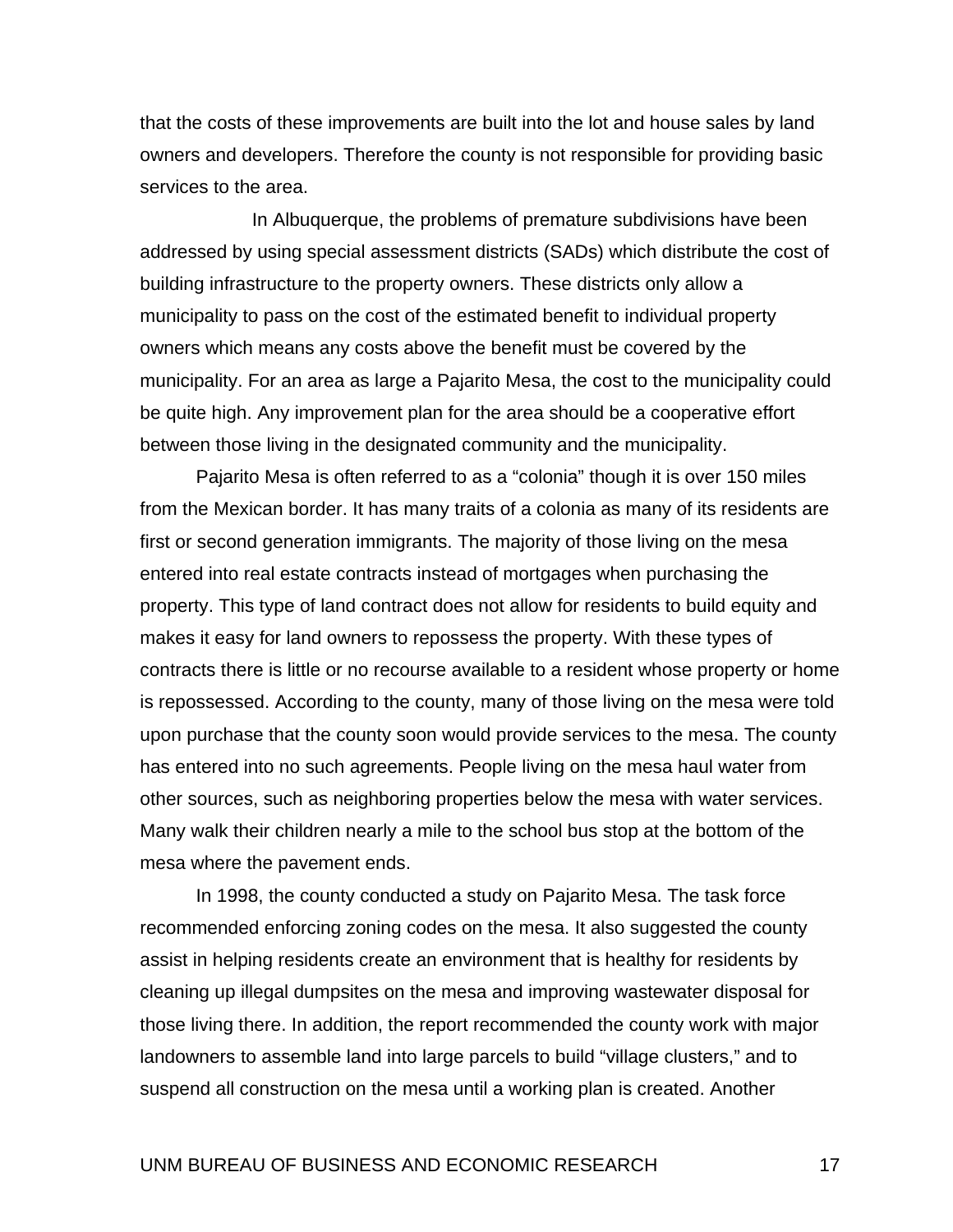that the costs of these improvements are built into the lot and house sales by land owners and developers. Therefore the county is not responsible for providing basic services to the area.

In Albuquerque, the problems of premature subdivisions have been addressed by using special assessment districts (SADs) which distribute the cost of building infrastructure to the property owners. These districts only allow a municipality to pass on the cost of the estimated benefit to individual property owners which means any costs above the benefit must be covered by the municipality. For an area as large a Pajarito Mesa, the cost to the municipality could be quite high. Any improvement plan for the area should be a cooperative effort between those living in the designated community and the municipality.

Pajarito Mesa is often referred to as a "colonia" though it is over 150 miles from the Mexican border. It has many traits of a colonia as many of its residents are first or second generation immigrants. The majority of those living on the mesa entered into real estate contracts instead of mortgages when purchasing the property. This type of land contract does not allow for residents to build equity and makes it easy for land owners to repossess the property. With these types of contracts there is little or no recourse available to a resident whose property or home is repossessed. According to the county, many of those living on the mesa were told upon purchase that the county soon would provide services to the mesa. The county has entered into no such agreements. People living on the mesa haul water from other sources, such as neighboring properties below the mesa with water services. Many walk their children nearly a mile to the school bus stop at the bottom of the mesa where the pavement ends.

In 1998, the county conducted a study on Pajarito Mesa. The task force recommended enforcing zoning codes on the mesa. It also suggested the county assist in helping residents create an environment that is healthy for residents by cleaning up illegal dumpsites on the mesa and improving wastewater disposal for those living there. In addition, the report recommended the county work with major landowners to assemble land into large parcels to build "village clusters," and to suspend all construction on the mesa until a working plan is created. Another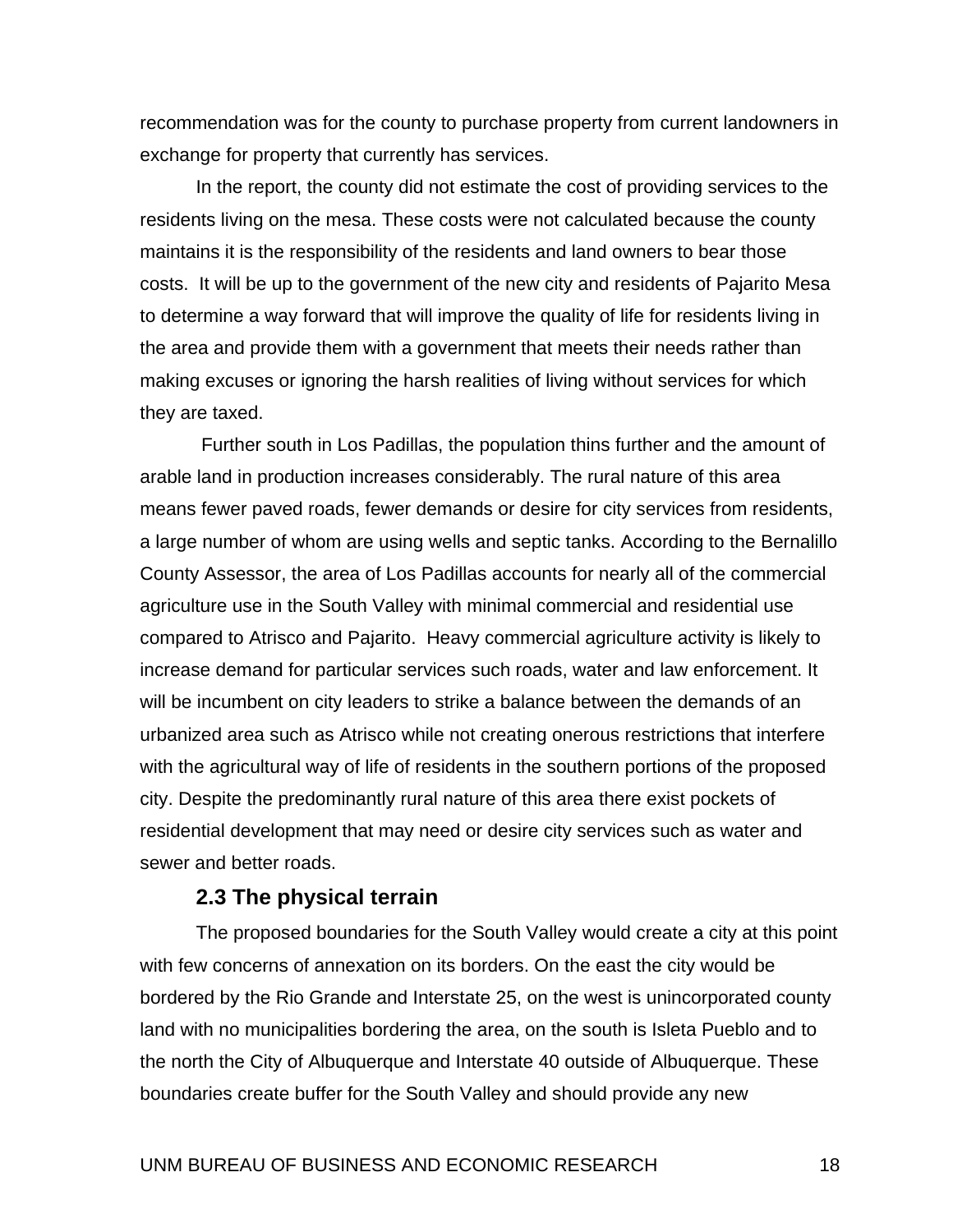recommendation was for the county to purchase property from current landowners in exchange for property that currently has services.

In the report, the county did not estimate the cost of providing services to the residents living on the mesa. These costs were not calculated because the county maintains it is the responsibility of the residents and land owners to bear those costs. It will be up to the government of the new city and residents of Pajarito Mesa to determine a way forward that will improve the quality of life for residents living in the area and provide them with a government that meets their needs rather than making excuses or ignoring the harsh realities of living without services for which they are taxed.

Further south in Los Padillas, the population thins further and the amount of arable land in production increases considerably. The rural nature of this area means fewer paved roads, fewer demands or desire for city services from residents, a large number of whom are using wells and septic tanks. According to the Bernalillo County Assessor, the area of Los Padillas accounts for nearly all of the commercial agriculture use in the South Valley with minimal commercial and residential use compared to Atrisco and Pajarito. Heavy commercial agriculture activity is likely to increase demand for particular services such roads, water and law enforcement. It will be incumbent on city leaders to strike a balance between the demands of an urbanized area such as Atrisco while not creating onerous restrictions that interfere with the agricultural way of life of residents in the southern portions of the proposed city. Despite the predominantly rural nature of this area there exist pockets of residential development that may need or desire city services such as water and sewer and better roads.

### 2.3 The physical terrain

The proposed boundaries for the South Valley would create a city at this point with few concerns of annexation on its borders. On the east the city would be bordered by the Rio Grande and Interstate 25, on the west is unincorporated county land with no municipalities bordering the area, on the south is Isleta Pueblo and to the north the City of Albuquerque and Interstate 40 outside of Albuquerque. These boundaries create buffer for the South Valley and should provide any new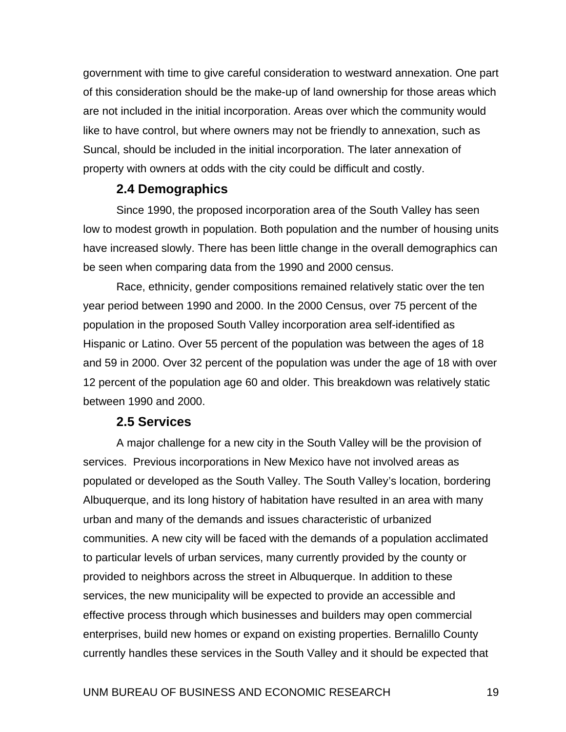government with time to give careful consideration to westward annexation. One part of this consideration should be the make-up of land ownership for those areas which are not included in the initial incorporation. Areas over which the community would like to have control, but where owners may not be friendly to annexation, such as Suncal, should be included in the initial incorporation. The later annexation of property with owners at odds with the city could be difficult and costly.

### 2.4 Demographics

Since 1990, the proposed incorporation area of the South Valley has seen low to modest growth in population. Both population and the number of housing units have increased slowly. There has been little change in the overall demographics can be seen when comparing data from the 1990 and 2000 census.

Race, ethnicity, gender compositions remained relatively static over the ten year period between 1990 and 2000. In the 2000 Census, over 75 percent of the population in the proposed South Valley incorporation area self-identified as Hispanic or Latino. Over 55 percent of the population was between the ages of 18 and 59 in 2000. Over 32 percent of the population was under the age of 18 with over 12 percent of the population age 60 and older. This breakdown was relatively static between 1990 and 2000.

### 2.5 Services

A major challenge for a new city in the South Valley will be the provision of services. Previous incorporations in New Mexico have not involved areas as populated or developed as the South Valley. The South Valley's location, bordering Albuquerque, and its long history of habitation have resulted in an area with many urban and many of the demands and issues characteristic of urbanized communities. A new city will be faced with the demands of a population acclimated to particular levels of urban services, many currently provided by the county or provided to neighbors across the street in Albuquerque. In addition to these services, the new municipality will be expected to provide an accessible and effective process through which businesses and builders may open commercial enterprises, build new homes or expand on existing properties. Bernalillo County currently handles these services in the South Valley and it should be expected that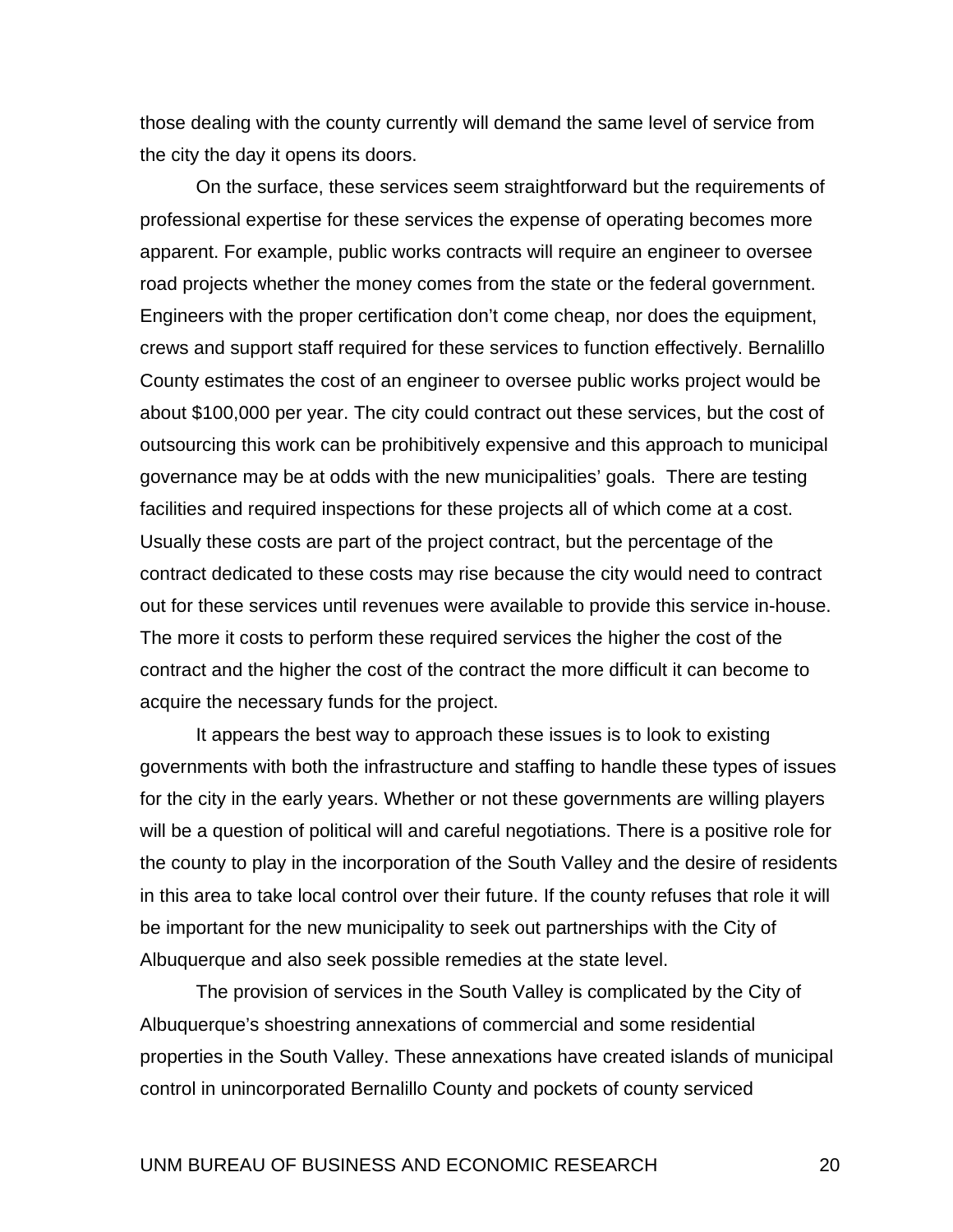those dealing with the county currently will demand the same level of service from the city the day it opens its doors.

On the surface, these services seem straightforward but the requirements of professional expertise for these services the expense of operating becomes more apparent. For example, public works contracts will require an engineer to oversee road projects whether the money comes from the state or the federal government. Engineers with the proper certification don't come cheap, nor does the equipment, crews and support staff required for these services to function effectively. Bernalillo County estimates the cost of an engineer to oversee public works project would be about $100,000 per year. The city could contract out these services, but the cost of outsourcing this work can be prohibitively expensive and this approach to municipal governance may be at odds with the new municipalities' goals. There are testing facilities and required inspections for these projects all of which come at a cost. Usually these costs are part of the project contract, but the percentage of the contract dedicated to these costs may rise because the city would need to contract out for these services until revenues were available to provide this service in-house. The more it costs to perform these required services the higher the cost of the contract and the higher the cost of the contract the more difficult it can become to acquire the necessary funds for the project.

It appears the best way to approach these issues is to look to existing governments with both the infrastructure and staffing to handle these types of issues for the city in the early years. Whether or not these governments are willing players will be a question of political will and careful negotiations. There is a positive role for the county to play in the incorporation of the South Valley and the desire of residents in this area to take local control over their future. If the county refuses that role it will be important for the new municipality to seek out partnerships with the City of Albuquerque and also seek possible remedies at the state level.

The provision of services in the South Valley is complicated by the City of Albuquerque's shoestring annexations of commercial and some residential properties in the South Valley. These annexations have created islands of municipal control in unincorporated Bernalillo County and pockets of county serviced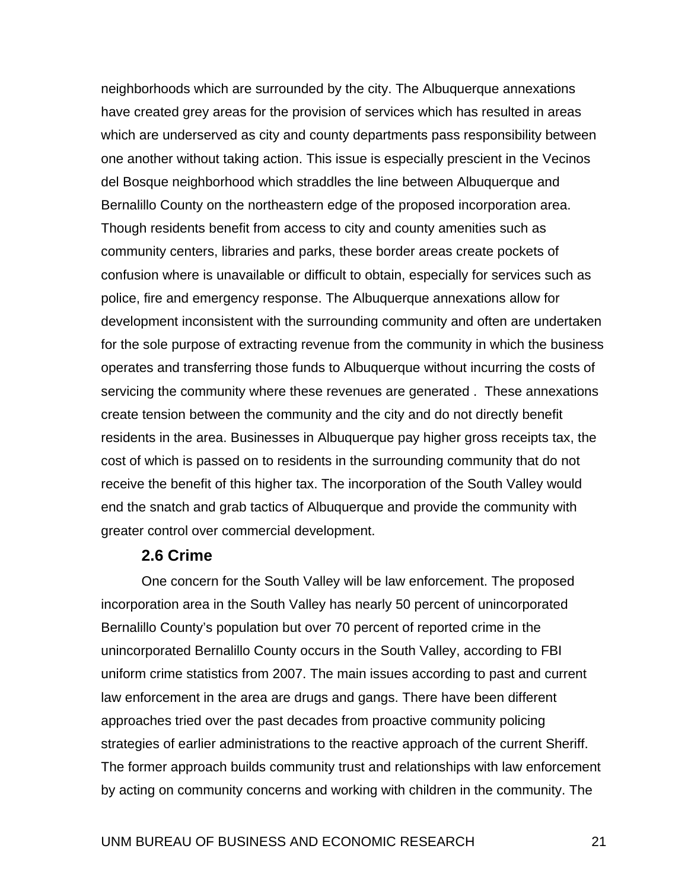neighborhoods which are surrounded by the city. The Albuquerque annexations have created grey areas for the provision of services which has resulted in areas which are underserved as city and county departments pass responsibility between one another without taking action. This issue is especially prescient in the Vecinos del Bosque neighborhood which straddles the line between Albuquerque and Bernalillo County on the northeastern edge of the proposed incorporation area. Though residents benefit from access to city and county amenities such as community centers, libraries and parks, these border areas create pockets of confusion where is unavailable or difficult to obtain, especially for services such as police, fire and emergency response. The Albuquerque annexations allow for development inconsistent with the surrounding community and often are undertaken for the sole purpose of extracting revenue from the community in which the business operates and transferring those funds to Albuquerque without incurring the costs of servicing the community where these revenues are generated . These annexations create tension between the community and the city and do not directly benefit residents in the area. Businesses in Albuquerque pay higher gross receipts tax, the cost of which is passed on to residents in the surrounding community that do not receive the benefit of this higher tax. The incorporation of the South Valley would end the snatch and grab tactics of Albuquerque and provide the community with greater control over commercial development.

### 2.6 Crime

One concern for the South Valley will be law enforcement. The proposed incorporation area in the South Valley has nearly 50 percent of unincorporated Bernalillo County's population but over 70 percent of reported crime in the unincorporated Bernalillo County occurs in the South Valley, according to FBI uniform crime statistics from 2007. The main issues according to past and current law enforcement in the area are drugs and gangs. There have been different approaches tried over the past decades from proactive community policing strategies of earlier administrations to the reactive approach of the current Sheriff. The former approach builds community trust and relationships with law enforcement by acting on community concerns and working with children in the community. The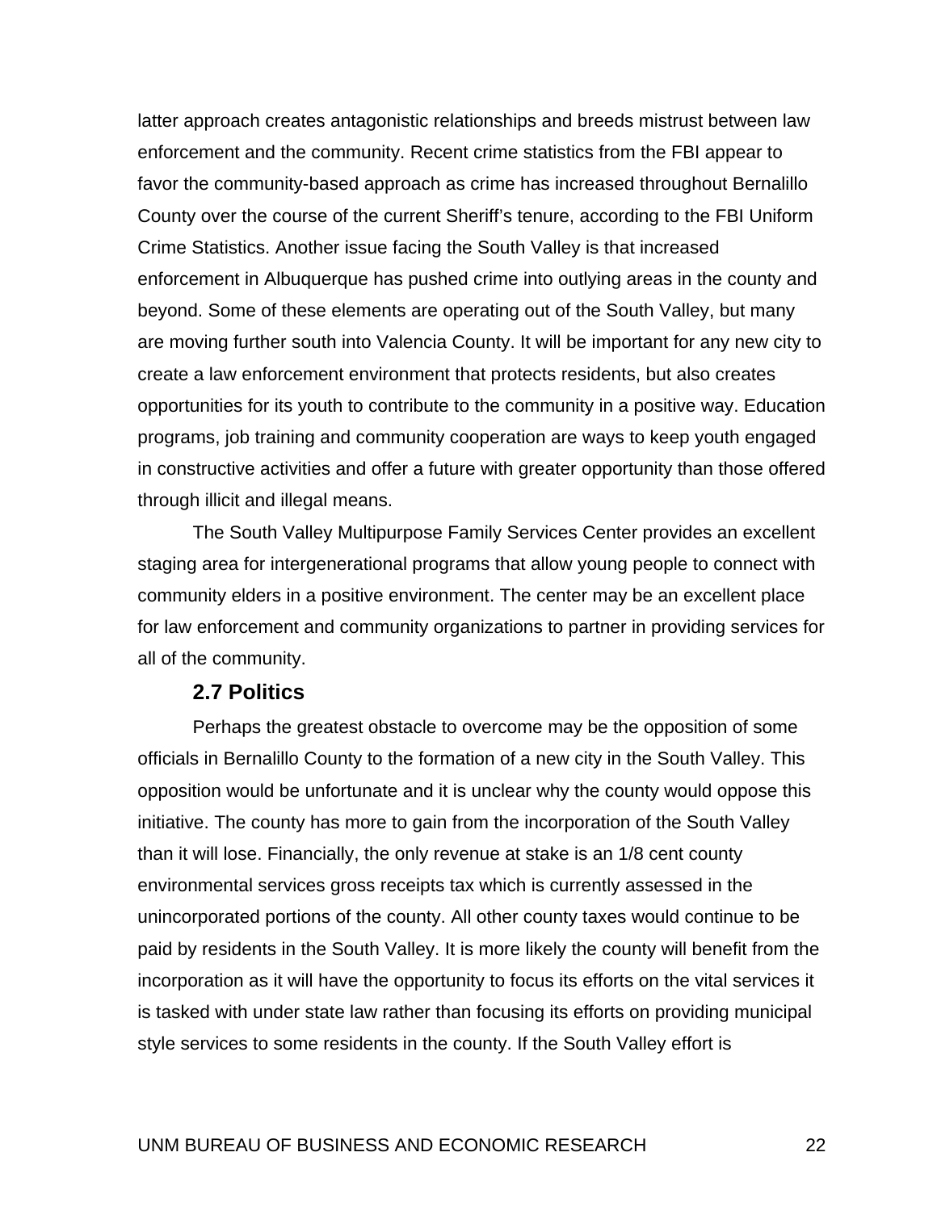latter approach creates antagonistic relationships and breeds mistrust between law enforcement and the community. Recent crime statistics from the FBI appear to favor the community-based approach as crime has increased throughout Bernalillo County over the course of the current Sheriff's tenure, according to the FBI Uniform Crime Statistics. Another issue facing the South Valley is that increased enforcement in Albuquerque has pushed crime into outlying areas in the county and beyond. Some of these elements are operating out of the South Valley, but many are moving further south into Valencia County. It will be important for any new city to create a law enforcement environment that protects residents, but also creates opportunities for its youth to contribute to the community in a positive way. Education programs, job training and community cooperation are ways to keep youth engaged in constructive activities and offer a future with greater opportunity than those offered through illicit and illegal means.

The South Valley Multipurpose Family Services Center provides an excellent staging area for intergenerational programs that allow young people to connect with community elders in a positive environment. The center may be an excellent place for law enforcement and community organizations to partner in providing services for all of the community.

### 2.7 Politics

Perhaps the greatest obstacle to overcome may be the opposition of some officials in Bernalillo County to the formation of a new city in the South Valley. This opposition would be unfortunate and it is unclear why the county would oppose this initiative. The county has more to gain from the incorporation of the South Valley than it will lose. Financially, the only revenue at stake is an 1/8 cent county environmental services gross receipts tax which is currently assessed in the unincorporated portions of the county. All other county taxes would continue to be paid by residents in the South Valley. It is more likely the county will benefit from the incorporation as it will have the opportunity to focus its efforts on the vital services it is tasked with under state law rather than focusing its efforts on providing municipal style services to some residents in the county. If the South Valley effort is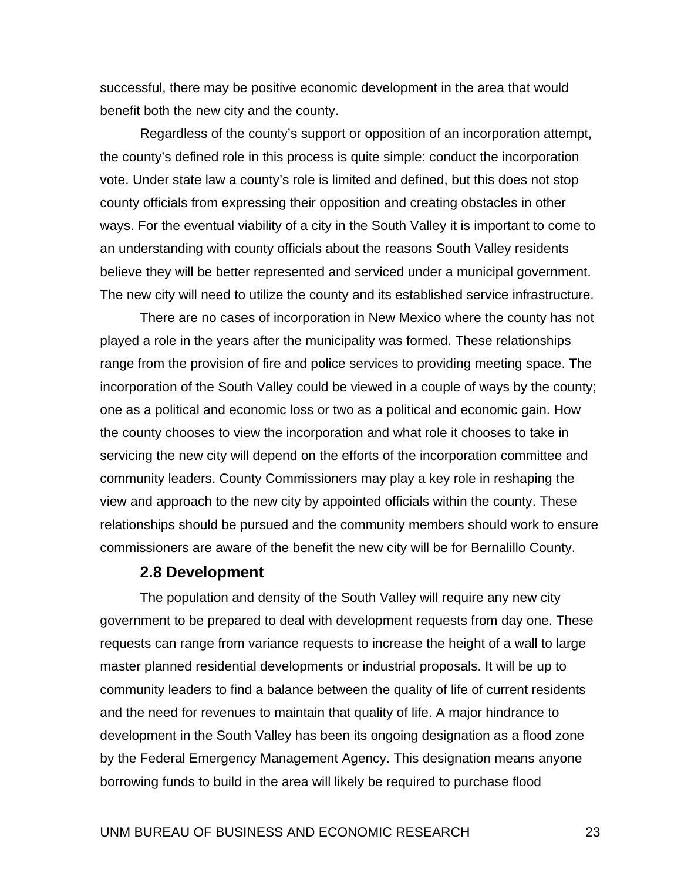successful, there may be positive economic development in the area that would benefit both the new city and the county.

Regardless of the county's support or opposition of an incorporation attempt, the county's defined role in this process is quite simple: conduct the incorporation vote. Under state law a county's role is limited and defined, but this does not stop county officials from expressing their opposition and creating obstacles in other ways. For the eventual viability of a city in the South Valley it is important to come to an understanding with county officials about the reasons South Valley residents believe they will be better represented and serviced under a municipal government. The new city will need to utilize the county and its established service infrastructure.

There are no cases of incorporation in New Mexico where the county has not played a role in the years after the municipality was formed. These relationships range from the provision of fire and police services to providing meeting space. The incorporation of the South Valley could be viewed in a couple of ways by the county; one as a political and economic loss or two as a political and economic gain. How the county chooses to view the incorporation and what role it chooses to take in servicing the new city will depend on the efforts of the incorporation committee and community leaders. County Commissioners may play a key role in reshaping the view and approach to the new city by appointed officials within the county. These relationships should be pursued and the community members should work to ensure commissioners are aware of the benefit the new city will be for Bernalillo County.

### 2.8 Development

The population and density of the South Valley will require any new city government to be prepared to deal with development requests from day one. These requests can range from variance requests to increase the height of a wall to large master planned residential developments or industrial proposals. It will be up to community leaders to find a balance between the quality of life of current residents and the need for revenues to maintain that quality of life. A major hindrance to development in the South Valley has been its ongoing designation as a flood zone by the Federal Emergency Management Agency. This designation means anyone borrowing funds to build in the area will likely be required to purchase flood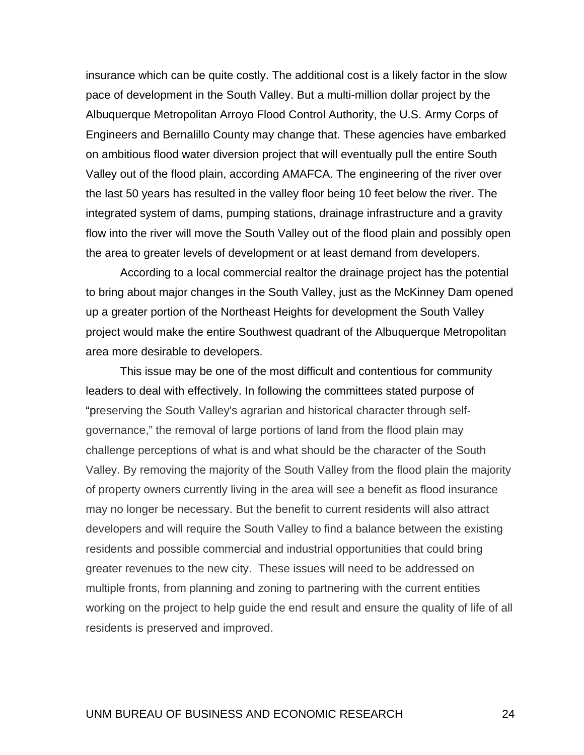insurance which can be quite costly. The additional cost is a likely factor in the slow pace of development in the South Valley. But a multi-million dollar project by the Albuquerque Metropolitan Arroyo Flood Control Authority, the U.S. Army Corps of Engineers and Bernalillo County may change that. These agencies have embarked on ambitious flood water diversion project that will eventually pull the entire South Valley out of the flood plain, according AMAFCA. The engineering of the river over the last 50 years has resulted in the valley floor being 10 feet below the river. The integrated system of dams, pumping stations, drainage infrastructure and a gravity flow into the river will move the South Valley out of the flood plain and possibly open the area to greater levels of development or at least demand from developers.

According to a local commercial realtor the drainage project has the potential to bring about major changes in the South Valley, just as the McKinney Dam opened up a greater portion of the Northeast Heights for development the South Valley project would make the entire Southwest quadrant of the Albuquerque Metropolitan area more desirable to developers.

This issue may be one of the most difficult and contentious for community leaders to deal with effectively. In following the committees stated purpose of "preserving the South Valley's agrarian and historical character through self-governance," the removal of large portions of land from the flood plain may challenge perceptions of what is and what should be the character of the South Valley. By removing the majority of the South Valley from the flood plain the majority of property owners currently living in the area will see a benefit as flood insurance may no longer be necessary. But the benefit to current residents will also attract developers and will require the South Valley to find a balance between the existing residents and possible commercial and industrial opportunities that could bring greater revenues to the new city. These issues will need to be addressed on multiple fronts, from planning and zoning to partnering with the current entities working on the project to help guide the end result and ensure the quality of life of all residents is preserved and improved.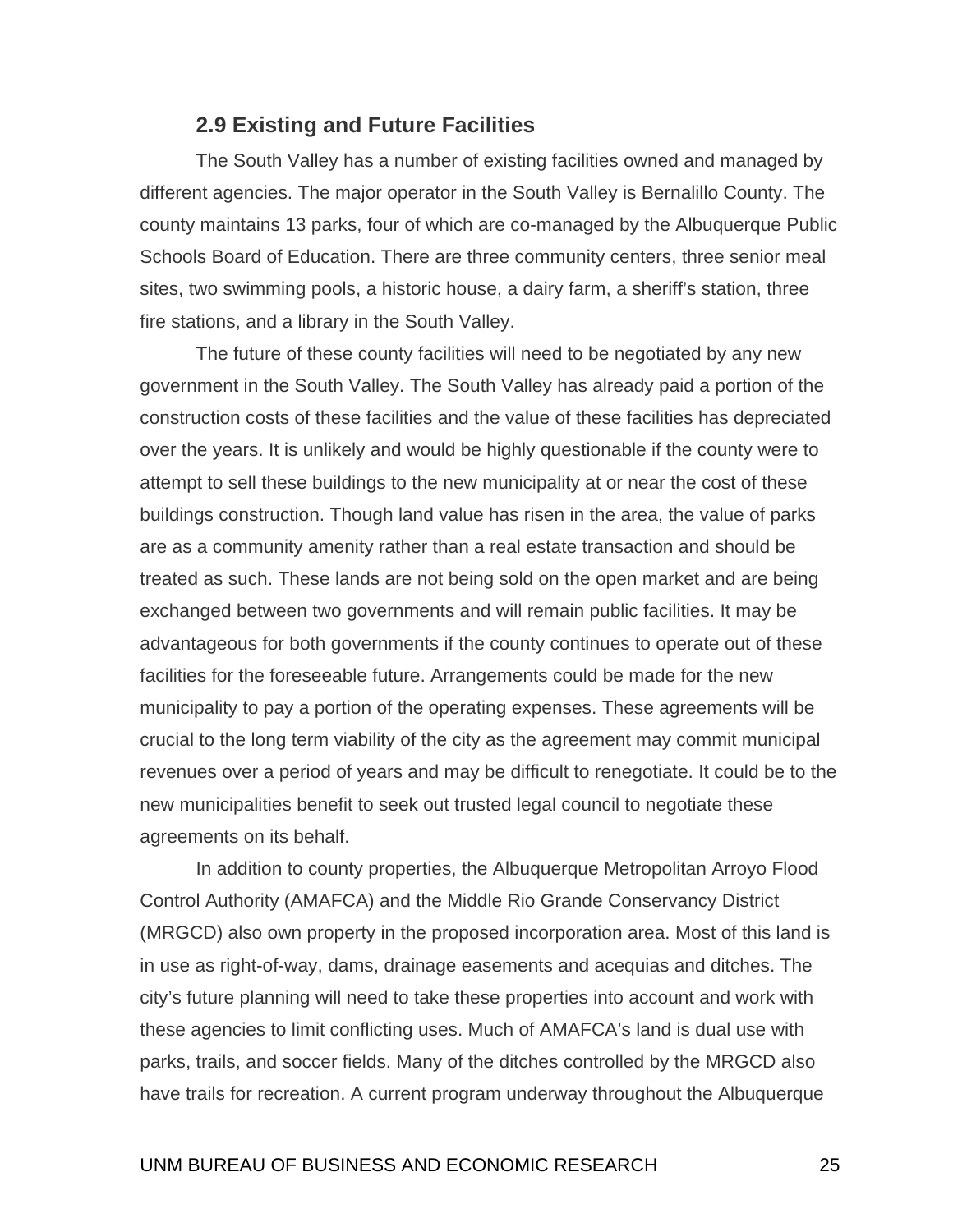## 2.9 Existing and Future Facilities

The South Valley has a number of existing facilities owned and managed by different agencies. The major operator in the South Valley is Bernalillo County. The county maintains 13 parks, four of which are co-managed by the Albuquerque Public Schools Board of Education. There are three community centers, three senior meal sites, two swimming pools, a historic house, a dairy farm, a sheriff's station, three fire stations, and a library in the South Valley.

The future of these county facilities will need to be negotiated by any new government in the South Valley. The South Valley has already paid a portion of the construction costs of these facilities and the value of these facilities has depreciated over the years. It is unlikely and would be highly questionable if the county were to attempt to sell these buildings to the new municipality at or near the cost of these buildings construction. Though land value has risen in the area, the value of parks are as a community amenity rather than a real estate transaction and should be treated as such. These lands are not being sold on the open market and are being exchanged between two governments and will remain public facilities. It may be advantageous for both governments if the county continues to operate out of these facilities for the foreseeable future. Arrangements could be made for the new municipality to pay a portion of the operating expenses. These agreements will be crucial to the long term viability of the city as the agreement may commit municipal revenues over a period of years and may be difficult to renegotiate. It could be to the new municipalities benefit to seek out trusted legal council to negotiate these agreements on its behalf.

In addition to county properties, the Albuquerque Metropolitan Arroyo Flood Control Authority (AMAFCA) and the Middle Rio Grande Conservancy District (MRGCD) also own property in the proposed incorporation area. Most of this land is in use as right-of-way, dams, drainage easements and acequias and ditches. The city's future planning will need to take these properties into account and work with these agencies to limit conflicting uses. Much of AMAFCA's land is dual use with parks, trails, and soccer fields. Many of the ditches controlled by the MRGCD also have trails for recreation. A current program underway throughout the Albuquerque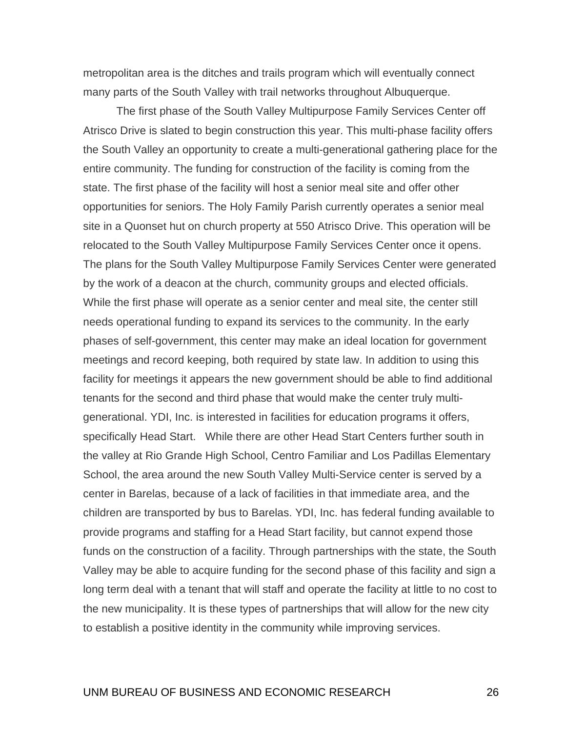metropolitan area is the ditches and trails program which will eventually connect many parts of the South Valley with trail networks throughout Albuquerque.

The first phase of the South Valley Multipurpose Family Services Center off Atrisco Drive is slated to begin construction this year. This multi-phase facility offers the South Valley an opportunity to create a multi-generational gathering place for the entire community. The funding for construction of the facility is coming from the state. The first phase of the facility will host a senior meal site and offer other opportunities for seniors. The Holy Family Parish currently operates a senior meal site in a Quonset hut on church property at 550 Atrisco Drive. This operation will be relocated to the South Valley Multipurpose Family Services Center once it opens. The plans for the South Valley Multipurpose Family Services Center were generated by the work of a deacon at the church, community groups and elected officials. While the first phase will operate as a senior center and meal site, the center still needs operational funding to expand its services to the community. In the early phases of self-government, this center may make an ideal location for government meetings and record keeping, both required by state law. In addition to using this facility for meetings it appears the new government should be able to find additional tenants for the second and third phase that would make the center truly multi-generational. YDI, Inc. is interested in facilities for education programs it offers, specifically Head Start. While there are other Head Start Centers further south in the valley at Rio Grande High School, Centro Familiar and Los Padillas Elementary School, the area around the new South Valley Multi-Service center is served by a center in Barelas, because of a lack of facilities in that immediate area, and the children are transported by bus to Barelas. YDI, Inc. has federal funding available to provide programs and staffing for a Head Start facility, but cannot expend those funds on the construction of a facility. Through partnerships with the state, the South Valley may be able to acquire funding for the second phase of this facility and sign a long term deal with a tenant that will staff and operate the facility at little to no cost to the new municipality. It is these types of partnerships that will allow for the new city to establish a positive identity in the community while improving services.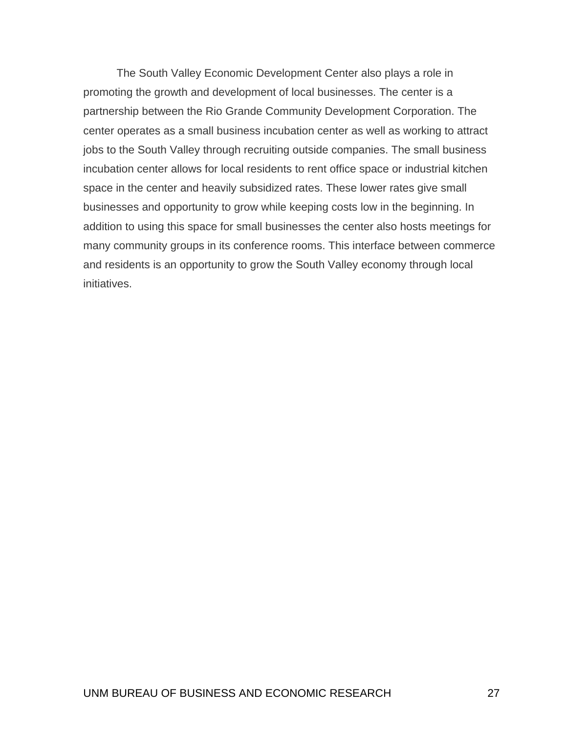The South Valley Economic Development Center also plays a role in promoting the growth and development of local businesses. The center is a partnership between the Rio Grande Community Development Corporation. The center operates as a small business incubation center as well as working to attract jobs to the South Valley through recruiting outside companies. The small business incubation center allows for local residents to rent office space or industrial kitchen space in the center and heavily subsidized rates. These lower rates give small businesses and opportunity to grow while keeping costs low in the beginning. In addition to using this space for small businesses the center also hosts meetings for many community groups in its conference rooms. This interface between commerce and residents is an opportunity to grow the South Valley economy through local initiatives.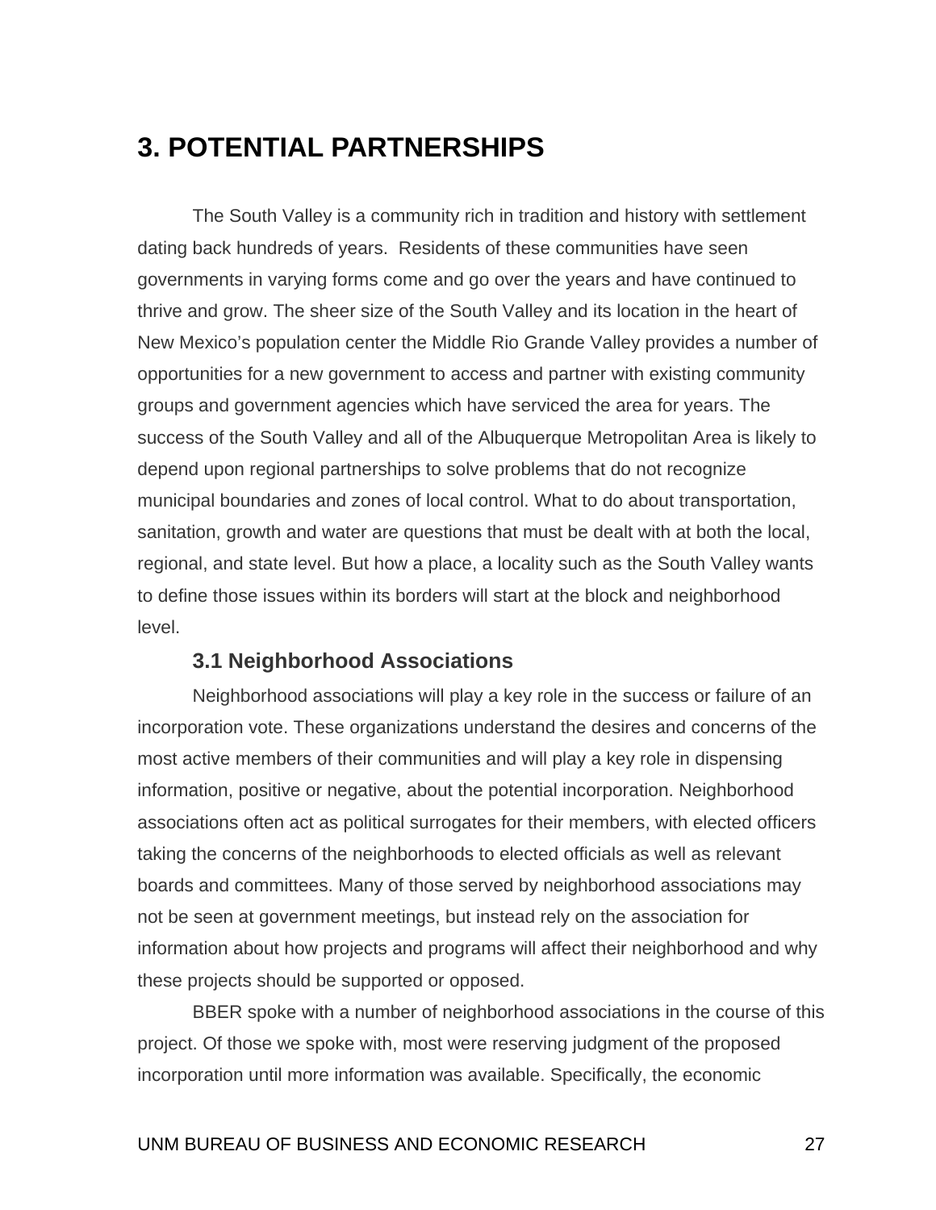# 3. POTENTIAL PARTNERSHIPS

The South Valley is a community rich in tradition and history with settlement dating back hundreds of years. Residents of these communities have seen governments in varying forms come and go over the years and have continued to thrive and grow. The sheer size of the South Valley and its location in the heart of New Mexico's population center the Middle Rio Grande Valley provides a number of opportunities for a new government to access and partner with existing community groups and government agencies which have serviced the area for years. The success of the South Valley and all of the Albuquerque Metropolitan Area is likely to depend upon regional partnerships to solve problems that do not recognize municipal boundaries and zones of local control. What to do about transportation, sanitation, growth and water are questions that must be dealt with at both the local, regional, and state level. But how a place, a locality such as the South Valley wants to define those issues within its borders will start at the block and neighborhood level.

## 3.1 Neighborhood Associations

Neighborhood associations will play a key role in the success or failure of an incorporation vote. These organizations understand the desires and concerns of the most active members of their communities and will play a key role in dispensing information, positive or negative, about the potential incorporation. Neighborhood associations often act as political surrogates for their members, with elected officers taking the concerns of the neighborhoods to elected officials as well as relevant boards and committees. Many of those served by neighborhood associations may not be seen at government meetings, but instead rely on the association for information about how projects and programs will affect their neighborhood and why these projects should be supported or opposed.

BBER spoke with a number of neighborhood associations in the course of this project. Of those we spoke with, most were reserving judgment of the proposed incorporation until more information was available. Specifically, the economic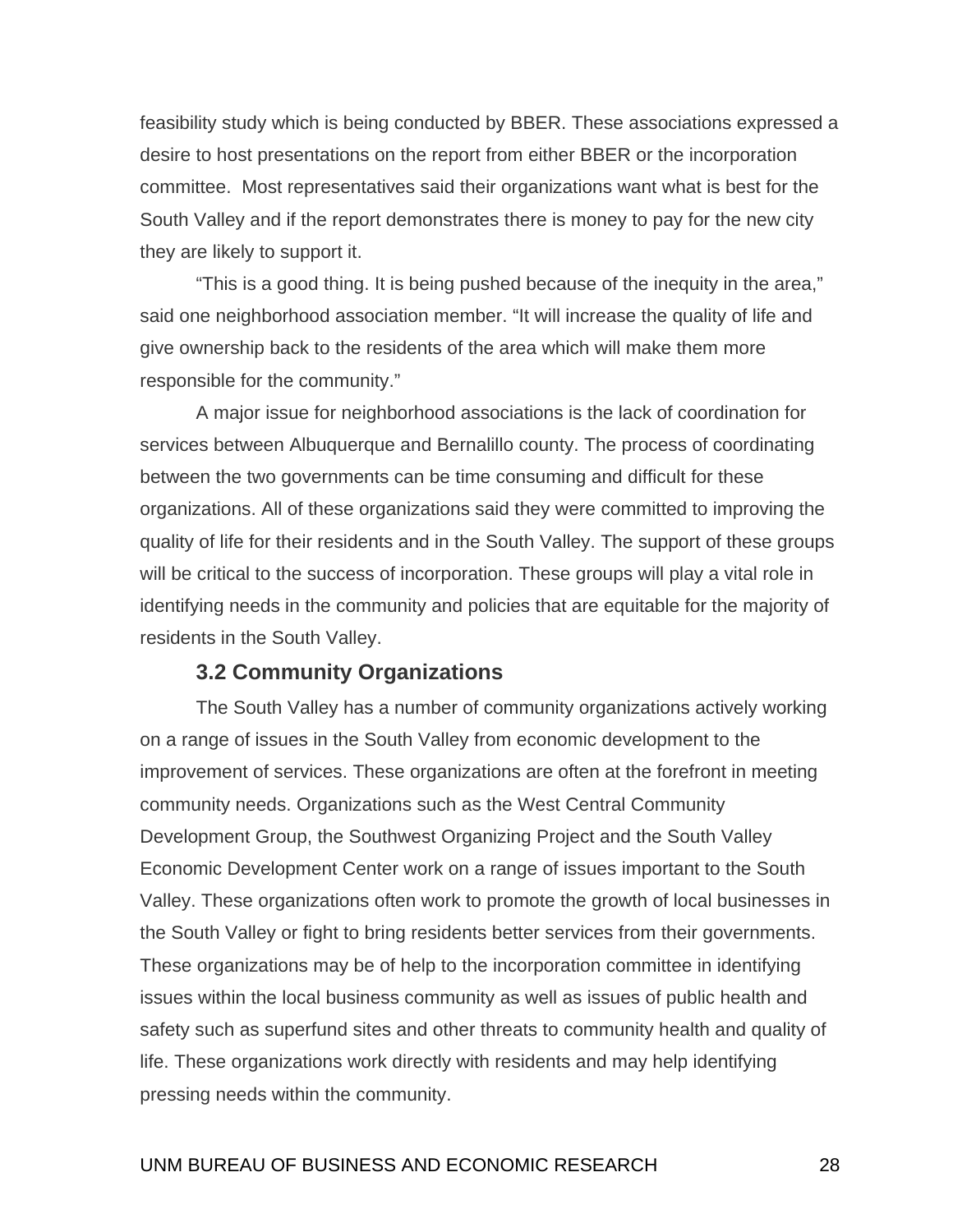feasibility study which is being conducted by BBER. These associations expressed a desire to host presentations on the report from either BBER or the incorporation committee. Most representatives said their organizations want what is best for the South Valley and if the report demonstrates there is money to pay for the new city they are likely to support it.

"This is a good thing. It is being pushed because of the inequity in the area," said one neighborhood association member. "It will increase the quality of life and give ownership back to the residents of the area which will make them more responsible for the community."

A major issue for neighborhood associations is the lack of coordination for services between Albuquerque and Bernalillo county. The process of coordinating between the two governments can be time consuming and difficult for these organizations. All of these organizations said they were committed to improving the quality of life for their residents and in the South Valley. The support of these groups will be critical to the success of incorporation. These groups will play a vital role in identifying needs in the community and policies that are equitable for the majority of residents in the South Valley.

### 3.2 Community Organizations

The South Valley has a number of community organizations actively working on a range of issues in the South Valley from economic development to the improvement of services. These organizations are often at the forefront in meeting community needs. Organizations such as the West Central Community Development Group, the Southwest Organizing Project and the South Valley Economic Development Center work on a range of issues important to the South Valley. These organizations often work to promote the growth of local businesses in the South Valley or fight to bring residents better services from their governments. These organizations may be of help to the incorporation committee in identifying issues within the local business community as well as issues of public health and safety such as superfund sites and other threats to community health and quality of life. These organizations work directly with residents and may help identifying pressing needs within the community.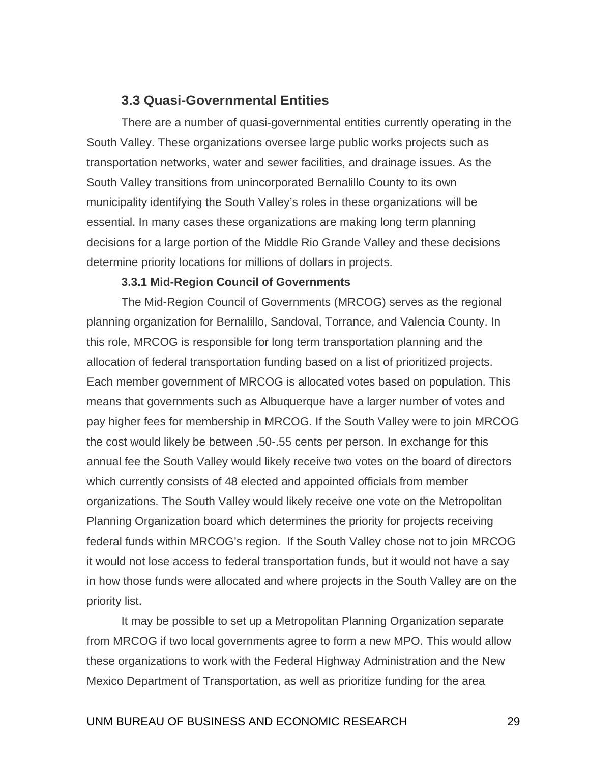## 3.3 Quasi-Governmental Entities

There are a number of quasi-governmental entities currently operating in the South Valley. These organizations oversee large public works projects such as transportation networks, water and sewer facilities, and drainage issues. As the South Valley transitions from unincorporated Bernalillo County to its own municipality identifying the South Valley's roles in these organizations will be essential. In many cases these organizations are making long term planning decisions for a large portion of the Middle Rio Grande Valley and these decisions determine priority locations for millions of dollars in projects.

### 3.3.1 Mid-Region Council of Governments

The Mid-Region Council of Governments (MRCOG) serves as the regional planning organization for Bernalillo, Sandoval, Torrance, and Valencia County. In this role, MRCOG is responsible for long term transportation planning and the allocation of federal transportation funding based on a list of prioritized projects. Each member government of MRCOG is allocated votes based on population. This means that governments such as Albuquerque have a larger number of votes and pay higher fees for membership in MRCOG. If the South Valley were to join MRCOG the cost would likely be between .50-.55 cents per person. In exchange for this annual fee the South Valley would likely receive two votes on the board of directors which currently consists of 48 elected and appointed officials from member organizations. The South Valley would likely receive one vote on the Metropolitan Planning Organization board which determines the priority for projects receiving federal funds within MRCOG's region. If the South Valley chose not to join MRCOG it would not lose access to federal transportation funds, but it would not have a say in how those funds were allocated and where projects in the South Valley are on the priority list.

It may be possible to set up a Metropolitan Planning Organization separate from MRCOG if two local governments agree to form a new MPO. This would allow these organizations to work with the Federal Highway Administration and the New Mexico Department of Transportation, as well as prioritize funding for the area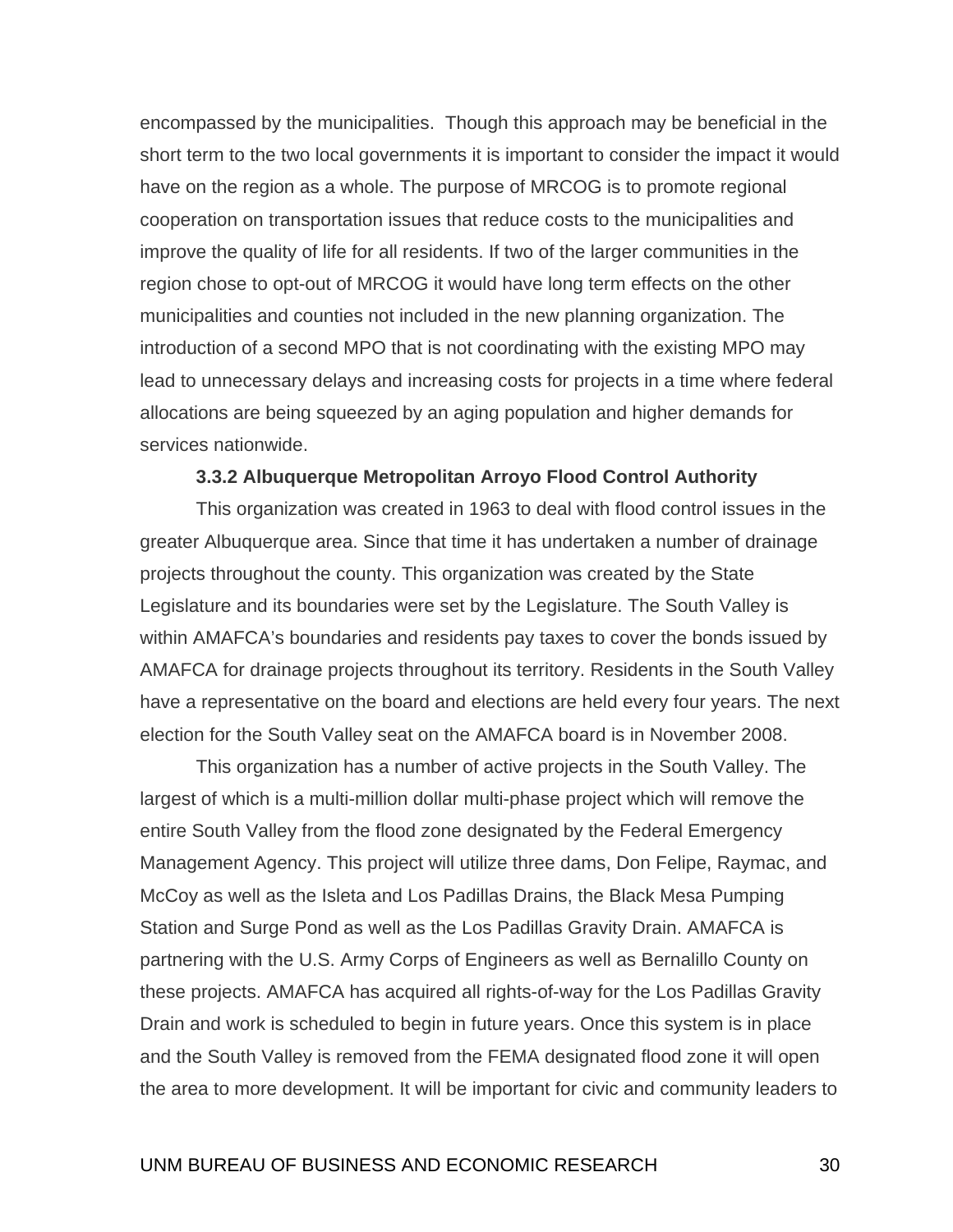encompassed by the municipalities. Though this approach may be beneficial in the short term to the two local governments it is important to consider the impact it would have on the region as a whole. The purpose of MRCOG is to promote regional cooperation on transportation issues that reduce costs to the municipalities and improve the quality of life for all residents. If two of the larger communities in the region chose to opt-out of MRCOG it would have long term effects on the other municipalities and counties not included in the new planning organization. The introduction of a second MPO that is not coordinating with the existing MPO may lead to unnecessary delays and increasing costs for projects in a time where federal allocations are being squeezed by an aging population and higher demands for services nationwide.

### 3.3.2 Albuquerque Metropolitan Arroyo Flood Control Authority

This organization was created in 1963 to deal with flood control issues in the greater Albuquerque area. Since that time it has undertaken a number of drainage projects throughout the county. This organization was created by the State Legislature and its boundaries were set by the Legislature. The South Valley is within AMAFCA's boundaries and residents pay taxes to cover the bonds issued by AMAFCA for drainage projects throughout its territory. Residents in the South Valley have a representative on the board and elections are held every four years. The next election for the South Valley seat on the AMAFCA board is in November 2008.

This organization has a number of active projects in the South Valley. The largest of which is a multi-million dollar multi-phase project which will remove the entire South Valley from the flood zone designated by the Federal Emergency Management Agency. This project will utilize three dams, Don Felipe, Raymac, and McCoy as well as the Isleta and Los Padillas Drains, the Black Mesa Pumping Station and Surge Pond as well as the Los Padillas Gravity Drain. AMAFCA is partnering with the U.S. Army Corps of Engineers as well as Bernalillo County on these projects. AMAFCA has acquired all rights-of-way for the Los Padillas Gravity Drain and work is scheduled to begin in future years. Once this system is in place and the South Valley is removed from the FEMA designated flood zone it will open the area to more development. It will be important for civic and community leaders to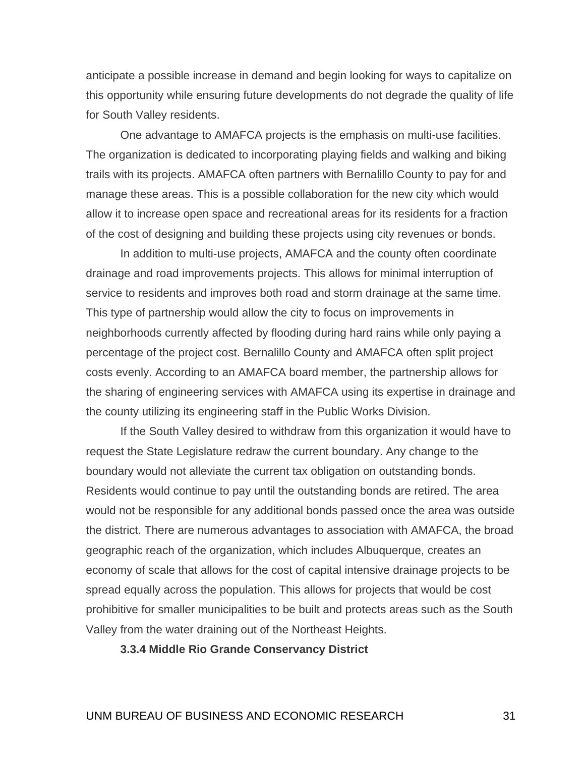anticipate a possible increase in demand and begin looking for ways to capitalize on this opportunity while ensuring future developments do not degrade the quality of life for South Valley residents.

One advantage to AMAFCA projects is the emphasis on multi-use facilities. The organization is dedicated to incorporating playing fields and walking and biking trails with its projects. AMAFCA often partners with Bernalillo County to pay for and manage these areas. This is a possible collaboration for the new city which would allow it to increase open space and recreational areas for its residents for a fraction of the cost of designing and building these projects using city revenues or bonds.

In addition to multi-use projects, AMAFCA and the county often coordinate drainage and road improvements projects. This allows for minimal interruption of service to residents and improves both road and storm drainage at the same time. This type of partnership would allow the city to focus on improvements in neighborhoods currently affected by flooding during hard rains while only paying a percentage of the project cost. Bernalillo County and AMAFCA often split project costs evenly. According to an AMAFCA board member, the partnership allows for the sharing of engineering services with AMAFCA using its expertise in drainage and the county utilizing its engineering staff in the Public Works Division.

If the South Valley desired to withdraw from this organization it would have to request the State Legislature redraw the current boundary. Any change to the boundary would not alleviate the current tax obligation on outstanding bonds. Residents would continue to pay until the outstanding bonds are retired. The area would not be responsible for any additional bonds passed once the area was outside the district. There are numerous advantages to association with AMAFCA, the broad geographic reach of the organization, which includes Albuquerque, creates an economy of scale that allows for the cost of capital intensive drainage projects to be spread equally across the population. This allows for projects that would be cost prohibitive for smaller municipalities to be built and protects areas such as the South Valley from the water draining out of the Northeast Heights.

#### 3.3.4 Middle Rio Grande Conservancy District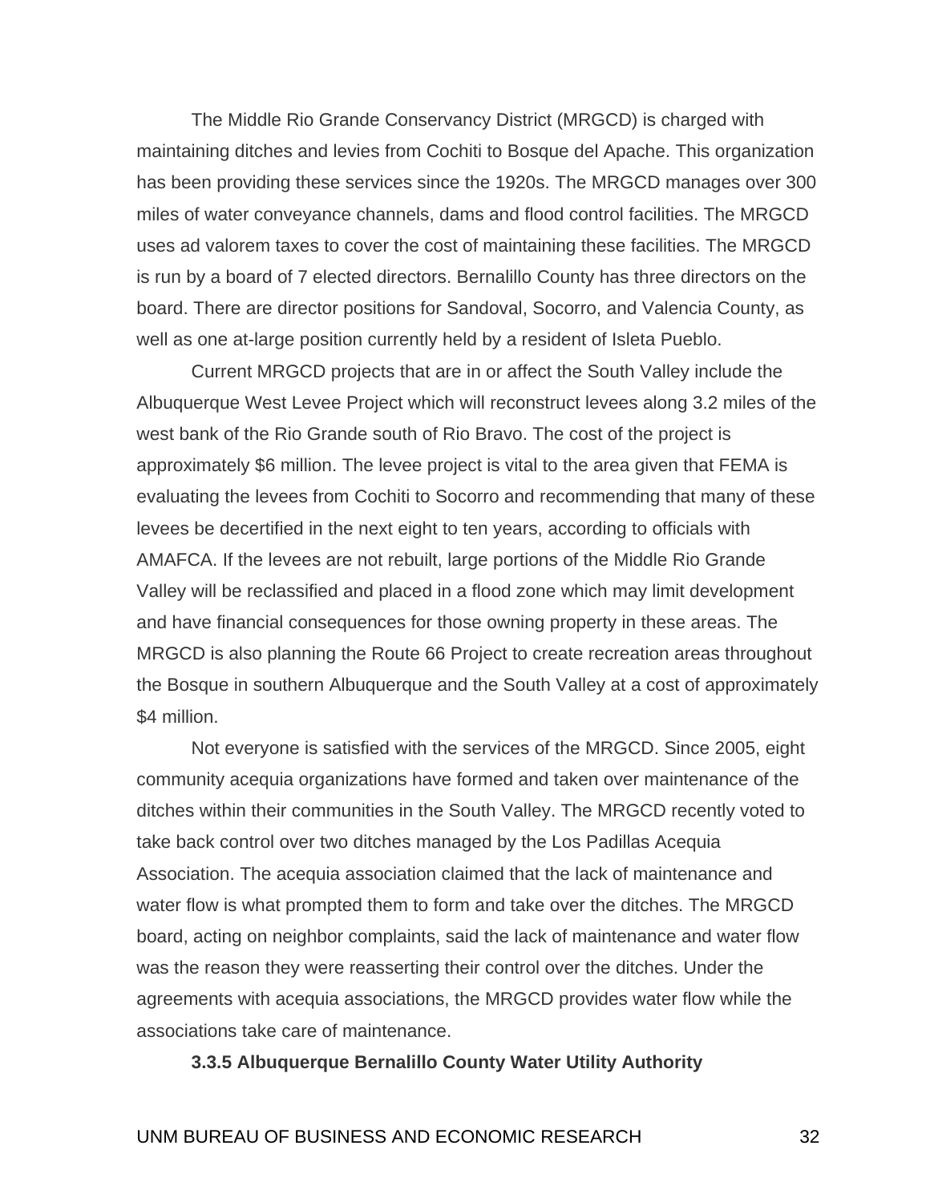The Middle Rio Grande Conservancy District (MRGCD) is charged with maintaining ditches and levies from Cochiti to Bosque del Apache. This organization has been providing these services since the 1920s. The MRGCD manages over 300 miles of water conveyance channels, dams and flood control facilities. The MRGCD uses ad valorem taxes to cover the cost of maintaining these facilities. The MRGCD is run by a board of 7 elected directors. Bernalillo County has three directors on the board. There are director positions for Sandoval, Socorro, and Valencia County, as well as one at-large position currently held by a resident of Isleta Pueblo.

Current MRGCD projects that are in or affect the South Valley include the Albuquerque West Levee Project which will reconstruct levees along 3.2 miles of the west bank of the Rio Grande south of Rio Bravo. The cost of the project is approximately $6 million. The levee project is vital to the area given that FEMA is evaluating the levees from Cochiti to Socorro and recommending that many of these levees be decertified in the next eight to ten years, according to officials with AMAFCA. If the levees are not rebuilt, large portions of the Middle Rio Grande Valley will be reclassified and placed in a flood zone which may limit development and have financial consequences for those owning property in these areas. The MRGCD is also planning the Route 66 Project to create recreation areas throughout the Bosque in southern Albuquerque and the South Valley at a cost of approximately $4 million.

Not everyone is satisfied with the services of the MRGCD. Since 2005, eight community acequia organizations have formed and taken over maintenance of the ditches within their communities in the South Valley. The MRGCD recently voted to take back control over two ditches managed by the Los Padillas Acequia Association. The acequia association claimed that the lack of maintenance and water flow is what prompted them to form and take over the ditches. The MRGCD board, acting on neighbor complaints, said the lack of maintenance and water flow was the reason they were reasserting their control over the ditches. Under the agreements with acequia associations, the MRGCD provides water flow while the associations take care of maintenance.

### 3.3.5 Albuquerque Bernalillo County Water Utility Authority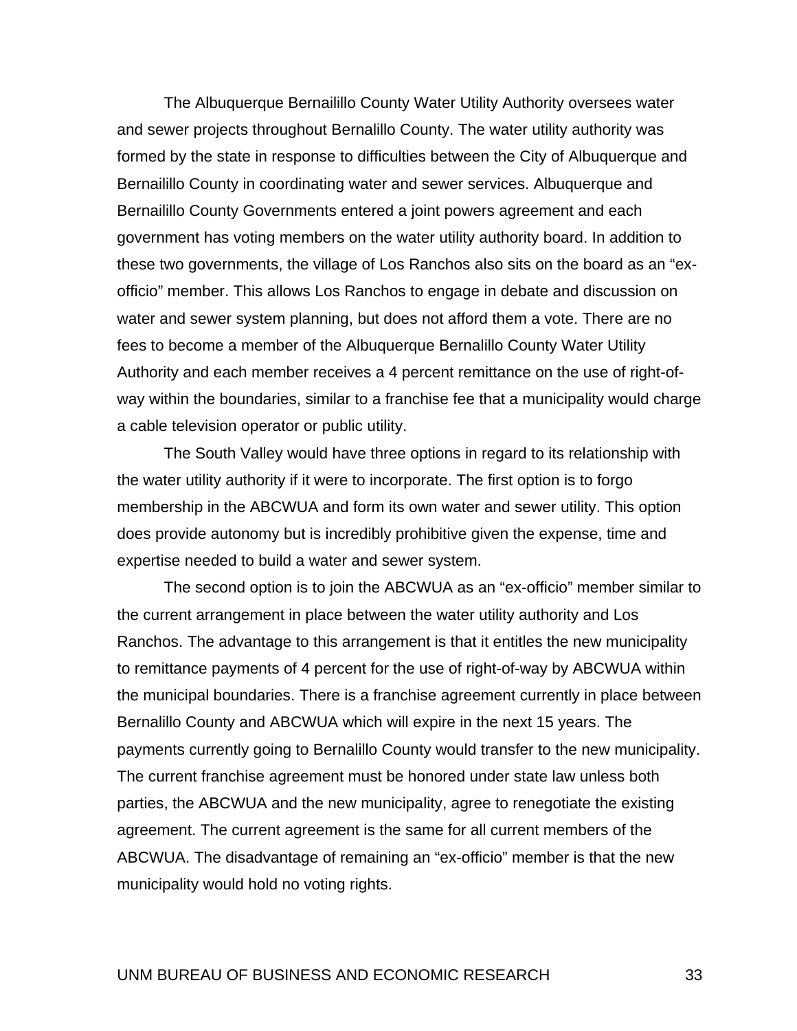The Albuquerque Bernailillo County Water Utility Authority oversees water and sewer projects throughout Bernalillo County. The water utility authority was formed by the state in response to difficulties between the City of Albuquerque and Bernailillo County in coordinating water and sewer services. Albuquerque and Bernailillo County Governments entered a joint powers agreement and each government has voting members on the water utility authority board. In addition to these two governments, the village of Los Ranchos also sits on the board as an "ex-officio" member. This allows Los Ranchos to engage in debate and discussion on water and sewer system planning, but does not afford them a vote. There are no fees to become a member of the Albuquerque Bernalillo County Water Utility Authority and each member receives a 4 percent remittance on the use of right-of-way within the boundaries, similar to a franchise fee that a municipality would charge a cable television operator or public utility.

The South Valley would have three options in regard to its relationship with the water utility authority if it were to incorporate. The first option is to forgo membership in the ABCWUA and form its own water and sewer utility. This option does provide autonomy but is incredibly prohibitive given the expense, time and expertise needed to build a water and sewer system.

The second option is to join the ABCWUA as an "ex-officio" member similar to the current arrangement in place between the water utility authority and Los Ranchos. The advantage to this arrangement is that it entitles the new municipality to remittance payments of 4 percent for the use of right-of-way by ABCWUA within the municipal boundaries. There is a franchise agreement currently in place between Bernalillo County and ABCWUA which will expire in the next 15 years. The payments currently going to Bernalillo County would transfer to the new municipality. The current franchise agreement must be honored under state law unless both parties, the ABCWUA and the new municipality, agree to renegotiate the existing agreement. The current agreement is the same for all current members of the ABCWUA. The disadvantage of remaining an "ex-officio" member is that the new municipality would hold no voting rights.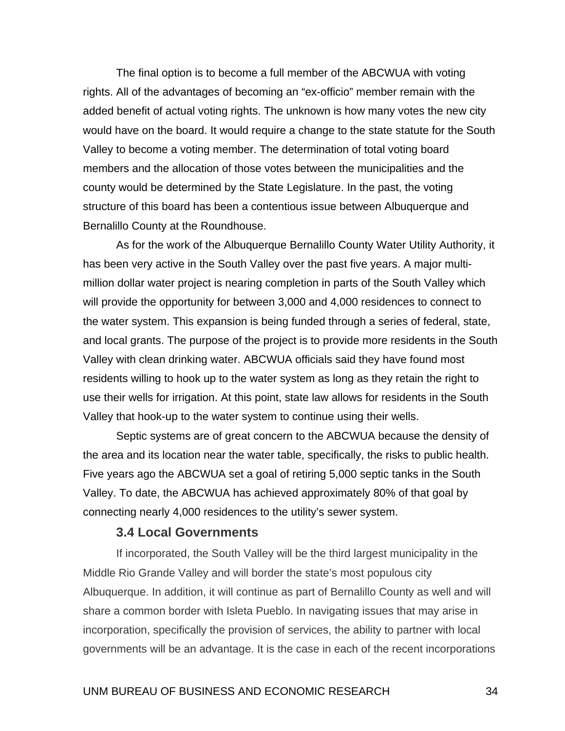The final option is to become a full member of the ABCWUA with voting rights. All of the advantages of becoming an “ex-officio” member remain with the added benefit of actual voting rights. The unknown is how many votes the new city would have on the board. It would require a change to the state statute for the South Valley to become a voting member. The determination of total voting board members and the allocation of those votes between the municipalities and the county would be determined by the State Legislature. In the past, the voting structure of this board has been a contentious issue between Albuquerque and Bernalillo County at the Roundhouse.

As for the work of the Albuquerque Bernalillo County Water Utility Authority, it has been very active in the South Valley over the past five years. A major multi-million dollar water project is nearing completion in parts of the South Valley which will provide the opportunity for between 3,000 and 4,000 residences to connect to the water system. This expansion is being funded through a series of federal, state, and local grants. The purpose of the project is to provide more residents in the South Valley with clean drinking water. ABCWUA officials said they have found most residents willing to hook up to the water system as long as they retain the right to use their wells for irrigation. At this point, state law allows for residents in the South Valley that hook-up to the water system to continue using their wells.

Septic systems are of great concern to the ABCWUA because the density of the area and its location near the water table, specifically, the risks to public health. Five years ago the ABCWUA set a goal of retiring 5,000 septic tanks in the South Valley. To date, the ABCWUA has achieved approximately 80% of that goal by connecting nearly 4,000 residences to the utility’s sewer system.

### 3.4 Local Governments

If incorporated, the South Valley will be the third largest municipality in the Middle Rio Grande Valley and will border the state’s most populous city Albuquerque. In addition, it will continue as part of Bernalillo County as well and will share a common border with Isleta Pueblo. In navigating issues that may arise in incorporation, specifically the provision of services, the ability to partner with local governments will be an advantage. It is the case in each of the recent incorporations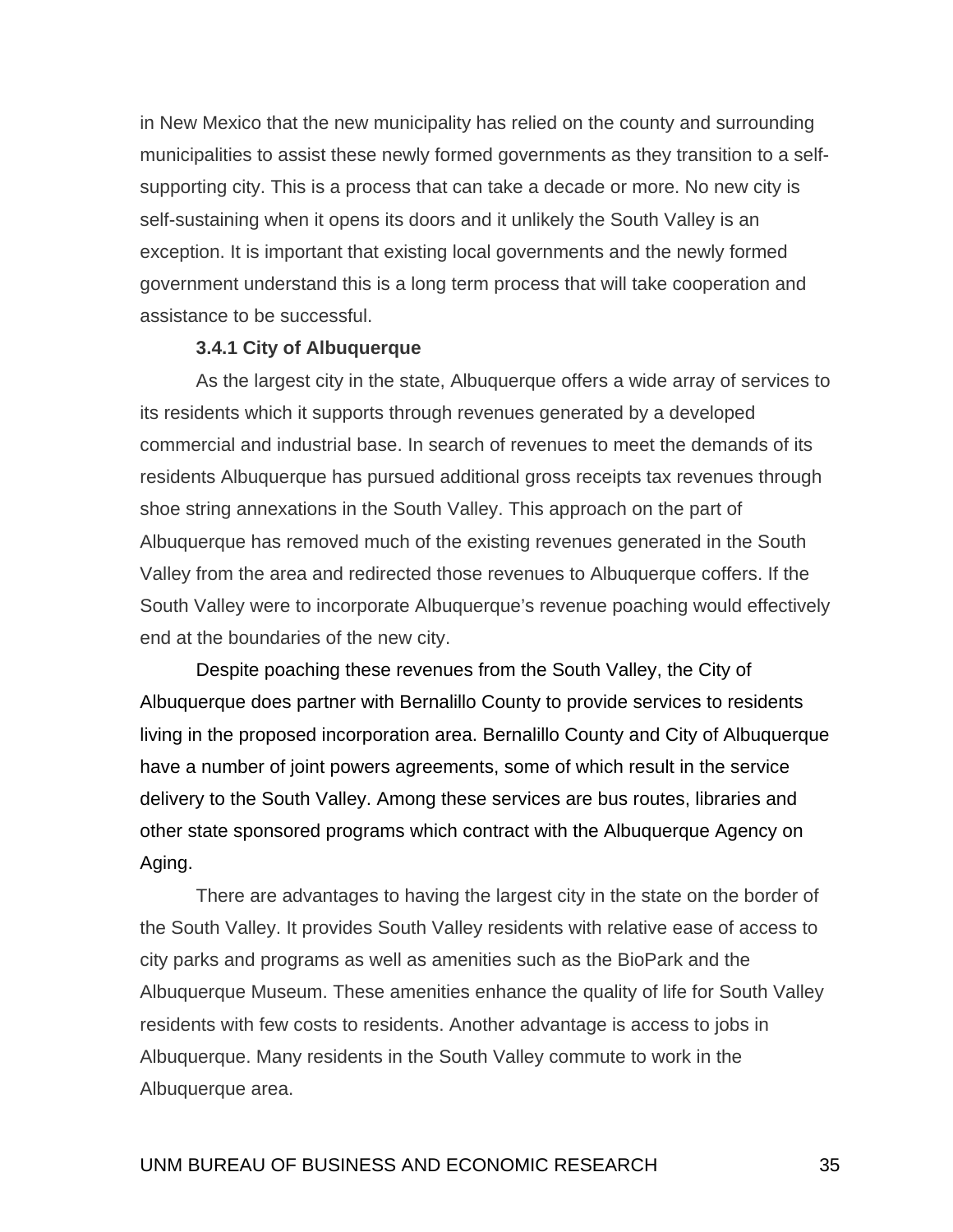in New Mexico that the new municipality has relied on the county and surrounding municipalities to assist these newly formed governments as they transition to a self-supporting city. This is a process that can take a decade or more. No new city is self-sustaining when it opens its doors and it unlikely the South Valley is an exception. It is important that existing local governments and the newly formed government understand this is a long term process that will take cooperation and assistance to be successful.

### 3.4.1 City of Albuquerque

As the largest city in the state, Albuquerque offers a wide array of services to its residents which it supports through revenues generated by a developed commercial and industrial base. In search of revenues to meet the demands of its residents Albuquerque has pursued additional gross receipts tax revenues through shoe string annexations in the South Valley. This approach on the part of Albuquerque has removed much of the existing revenues generated in the South Valley from the area and redirected those revenues to Albuquerque coffers. If the South Valley were to incorporate Albuquerque's revenue poaching would effectively end at the boundaries of the new city.

Despite poaching these revenues from the South Valley, the City of Albuquerque does partner with Bernalillo County to provide services to residents living in the proposed incorporation area. Bernalillo County and City of Albuquerque have a number of joint powers agreements, some of which result in the service delivery to the South Valley. Among these services are bus routes, libraries and other state sponsored programs which contract with the Albuquerque Agency on Aging.

There are advantages to having the largest city in the state on the border of the South Valley. It provides South Valley residents with relative ease of access to city parks and programs as well as amenities such as the BioPark and the Albuquerque Museum. These amenities enhance the quality of life for South Valley residents with few costs to residents. Another advantage is access to jobs in Albuquerque. Many residents in the South Valley commute to work in the Albuquerque area.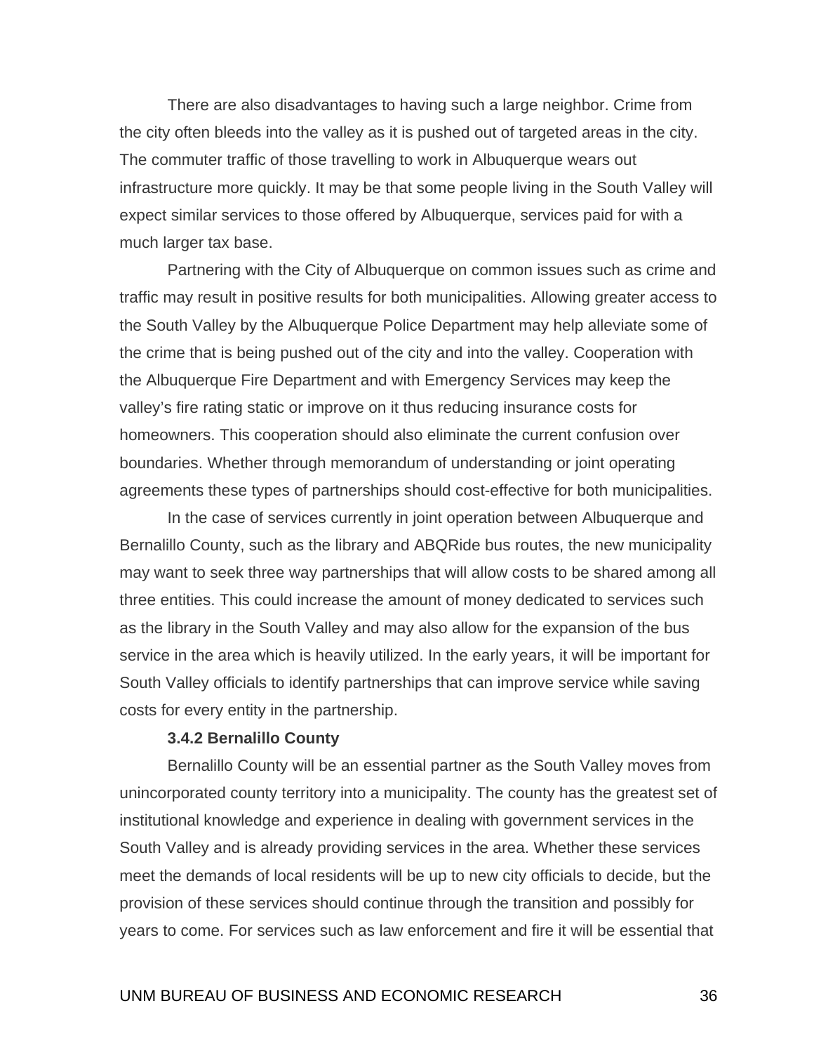There are also disadvantages to having such a large neighbor. Crime from the city often bleeds into the valley as it is pushed out of targeted areas in the city. The commuter traffic of those travelling to work in Albuquerque wears out infrastructure more quickly. It may be that some people living in the South Valley will expect similar services to those offered by Albuquerque, services paid for with a much larger tax base.

Partnering with the City of Albuquerque on common issues such as crime and traffic may result in positive results for both municipalities. Allowing greater access to the South Valley by the Albuquerque Police Department may help alleviate some of the crime that is being pushed out of the city and into the valley. Cooperation with the Albuquerque Fire Department and with Emergency Services may keep the valley's fire rating static or improve on it thus reducing insurance costs for homeowners. This cooperation should also eliminate the current confusion over boundaries. Whether through memorandum of understanding or joint operating agreements these types of partnerships should cost-effective for both municipalities.

In the case of services currently in joint operation between Albuquerque and Bernalillo County, such as the library and ABQRide bus routes, the new municipality may want to seek three way partnerships that will allow costs to be shared among all three entities. This could increase the amount of money dedicated to services such as the library in the South Valley and may also allow for the expansion of the bus service in the area which is heavily utilized. In the early years, it will be important for South Valley officials to identify partnerships that can improve service while saving costs for every entity in the partnership.

### 3.4.2 Bernalillo County

Bernalillo County will be an essential partner as the South Valley moves from unincorporated county territory into a municipality. The county has the greatest set of institutional knowledge and experience in dealing with government services in the South Valley and is already providing services in the area. Whether these services meet the demands of local residents will be up to new city officials to decide, but the provision of these services should continue through the transition and possibly for years to come. For services such as law enforcement and fire it will be essential that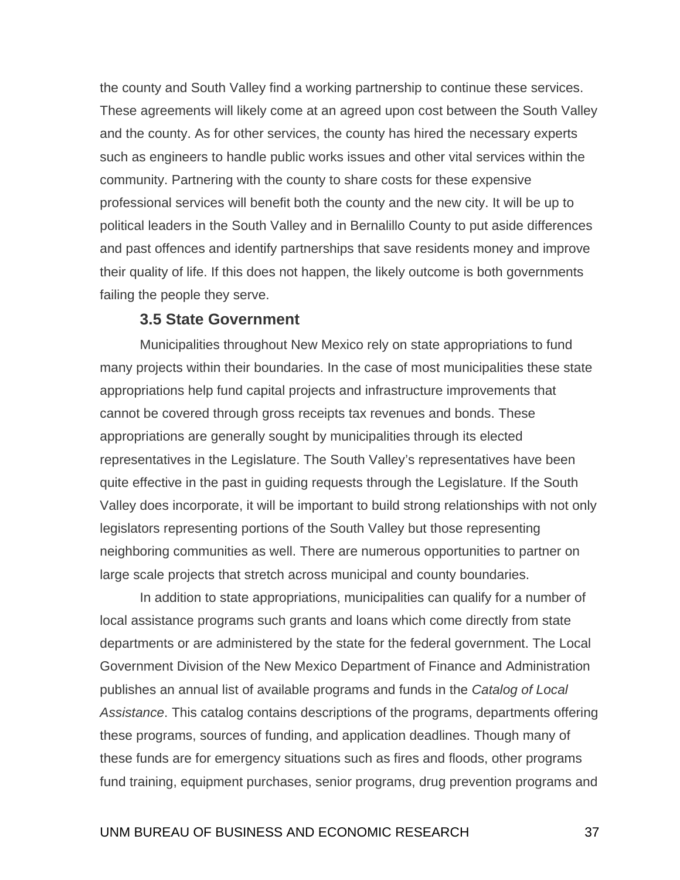the county and South Valley find a working partnership to continue these services. These agreements will likely come at an agreed upon cost between the South Valley and the county. As for other services, the county has hired the necessary experts such as engineers to handle public works issues and other vital services within the community. Partnering with the county to share costs for these expensive professional services will benefit both the county and the new city. It will be up to political leaders in the South Valley and in Bernalillo County to put aside differences and past offences and identify partnerships that save residents money and improve their quality of life. If this does not happen, the likely outcome is both governments failing the people they serve.

### 3.5 State Government

Municipalities throughout New Mexico rely on state appropriations to fund many projects within their boundaries. In the case of most municipalities these state appropriations help fund capital projects and infrastructure improvements that cannot be covered through gross receipts tax revenues and bonds. These appropriations are generally sought by municipalities through its elected representatives in the Legislature. The South Valley's representatives have been quite effective in the past in guiding requests through the Legislature. If the South Valley does incorporate, it will be important to build strong relationships with not only legislators representing portions of the South Valley but those representing neighboring communities as well. There are numerous opportunities to partner on large scale projects that stretch across municipal and county boundaries.

In addition to state appropriations, municipalities can qualify for a number of local assistance programs such grants and loans which come directly from state departments or are administered by the state for the federal government. The Local Government Division of the New Mexico Department of Finance and Administration publishes an annual list of available programs and funds in the *Catalog of Local Assistance*. This catalog contains descriptions of the programs, departments offering these programs, sources of funding, and application deadlines. Though many of these funds are for emergency situations such as fires and floods, other programs fund training, equipment purchases, senior programs, drug prevention programs and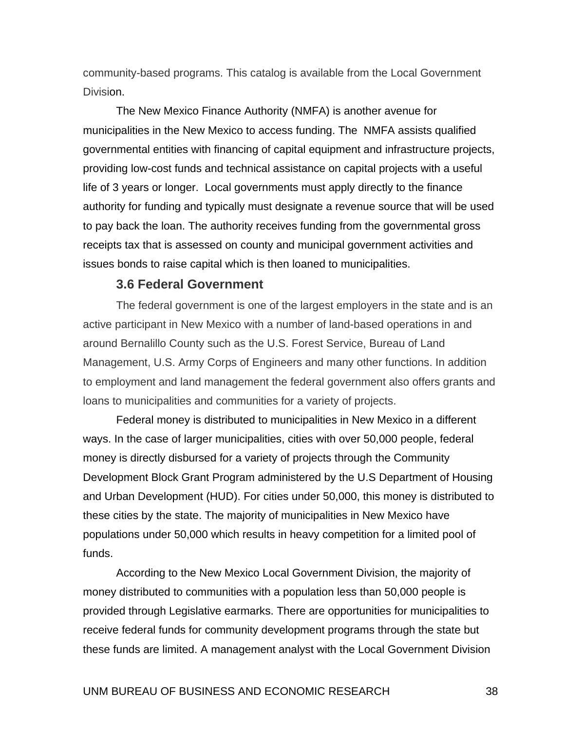community-based programs. This catalog is available from the Local Government Division.

The New Mexico Finance Authority (NMFA) is another avenue for municipalities in the New Mexico to access funding. The NMFA assists qualified governmental entities with financing of capital equipment and infrastructure projects, providing low-cost funds and technical assistance on capital projects with a useful life of 3 years or longer. Local governments must apply directly to the finance authority for funding and typically must designate a revenue source that will be used to pay back the loan. The authority receives funding from the governmental gross receipts tax that is assessed on county and municipal government activities and issues bonds to raise capital which is then loaned to municipalities.

### 3.6 Federal Government

The federal government is one of the largest employers in the state and is an active participant in New Mexico with a number of land-based operations in and around Bernalillo County such as the U.S. Forest Service, Bureau of Land Management, U.S. Army Corps of Engineers and many other functions. In addition to employment and land management the federal government also offers grants and loans to municipalities and communities for a variety of projects.

Federal money is distributed to municipalities in New Mexico in a different ways. In the case of larger municipalities, cities with over 50,000 people, federal money is directly disbursed for a variety of projects through the Community Development Block Grant Program administered by the U.S Department of Housing and Urban Development (HUD). For cities under 50,000, this money is distributed to these cities by the state. The majority of municipalities in New Mexico have populations under 50,000 which results in heavy competition for a limited pool of funds.

According to the New Mexico Local Government Division, the majority of money distributed to communities with a population less than 50,000 people is provided through Legislative earmarks. There are opportunities for municipalities to receive federal funds for community development programs through the state but these funds are limited. A management analyst with the Local Government Division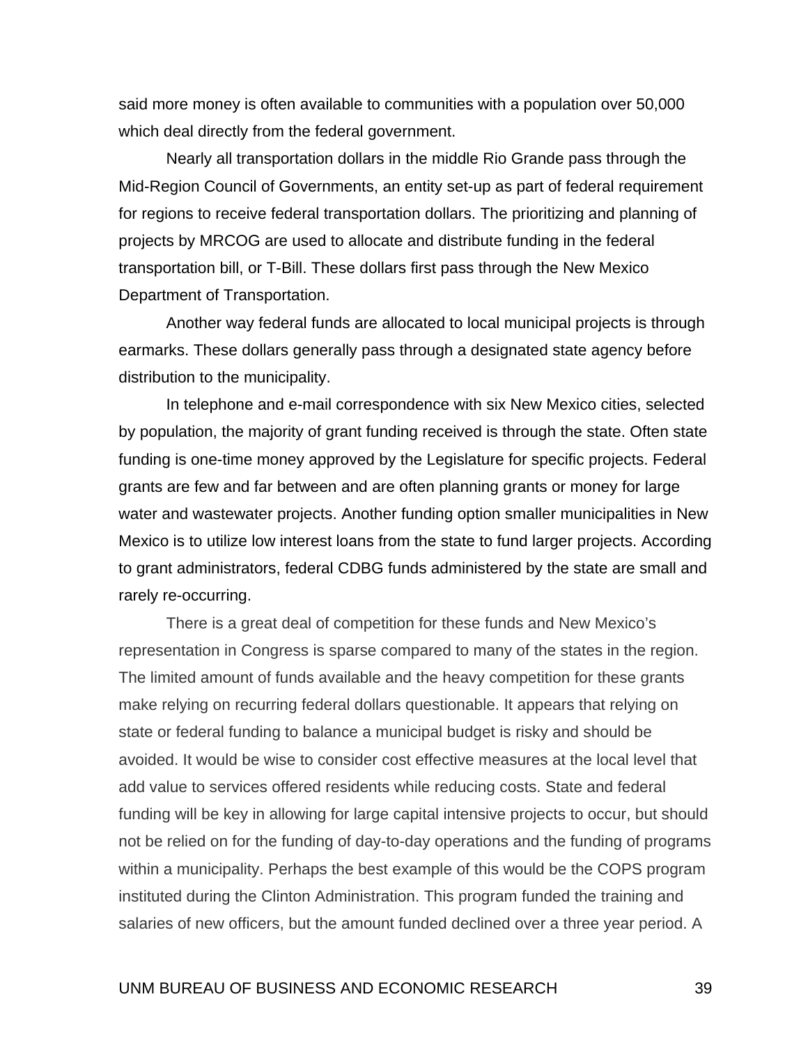said more money is often available to communities with a population over 50,000 which deal directly from the federal government.

Nearly all transportation dollars in the middle Rio Grande pass through the Mid-Region Council of Governments, an entity set-up as part of federal requirement for regions to receive federal transportation dollars. The prioritizing and planning of projects by MRCOG are used to allocate and distribute funding in the federal transportation bill, or T-Bill. These dollars first pass through the New Mexico Department of Transportation.

Another way federal funds are allocated to local municipal projects is through earmarks. These dollars generally pass through a designated state agency before distribution to the municipality.

In telephone and e-mail correspondence with six New Mexico cities, selected by population, the majority of grant funding received is through the state. Often state funding is one-time money approved by the Legislature for specific projects. Federal grants are few and far between and are often planning grants or money for large water and wastewater projects. Another funding option smaller municipalities in New Mexico is to utilize low interest loans from the state to fund larger projects. According to grant administrators, federal CDBG funds administered by the state are small and rarely re-occurring.

There is a great deal of competition for these funds and New Mexico's representation in Congress is sparse compared to many of the states in the region. The limited amount of funds available and the heavy competition for these grants make relying on recurring federal dollars questionable. It appears that relying on state or federal funding to balance a municipal budget is risky and should be avoided. It would be wise to consider cost effective measures at the local level that add value to services offered residents while reducing costs. State and federal funding will be key in allowing for large capital intensive projects to occur, but should not be relied on for the funding of day-to-day operations and the funding of programs within a municipality. Perhaps the best example of this would be the COPS program instituted during the Clinton Administration. This program funded the training and salaries of new officers, but the amount funded declined over a three year period. A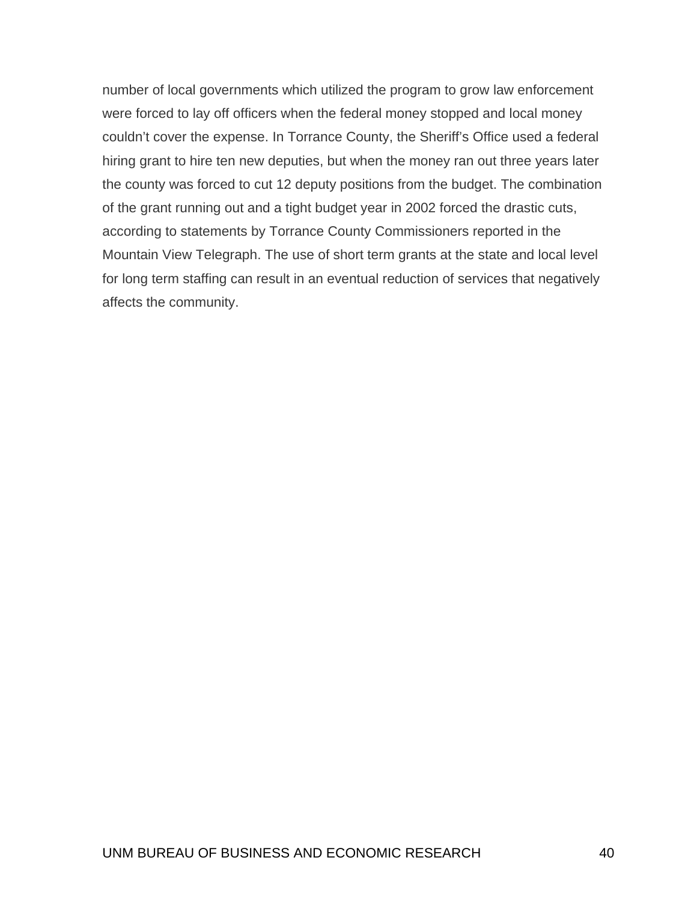number of local governments which utilized the program to grow law enforcement were forced to lay off officers when the federal money stopped and local money couldn't cover the expense. In Torrance County, the Sheriff's Office used a federal hiring grant to hire ten new deputies, but when the money ran out three years later the county was forced to cut 12 deputy positions from the budget. The combination of the grant running out and a tight budget year in 2002 forced the drastic cuts, according to statements by Torrance County Commissioners reported in the Mountain View Telegraph. The use of short term grants at the state and local level for long term staffing can result in an eventual reduction of services that negatively affects the community.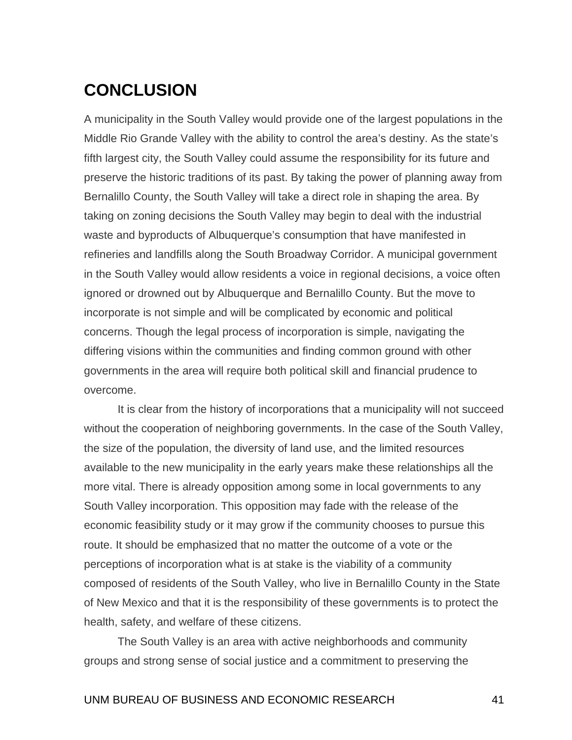## CONCLUSION

A municipality in the South Valley would provide one of the largest populations in the Middle Rio Grande Valley with the ability to control the area's destiny. As the state's fifth largest city, the South Valley could assume the responsibility for its future and preserve the historic traditions of its past. By taking the power of planning away from Bernalillo County, the South Valley will take a direct role in shaping the area. By taking on zoning decisions the South Valley may begin to deal with the industrial waste and byproducts of Albuquerque's consumption that have manifested in refineries and landfills along the South Broadway Corridor. A municipal government in the South Valley would allow residents a voice in regional decisions, a voice often ignored or drowned out by Albuquerque and Bernalillo County. But the move to incorporate is not simple and will be complicated by economic and political concerns. Though the legal process of incorporation is simple, navigating the differing visions within the communities and finding common ground with other governments in the area will require both political skill and financial prudence to overcome.

It is clear from the history of incorporations that a municipality will not succeed without the cooperation of neighboring governments. In the case of the South Valley, the size of the population, the diversity of land use, and the limited resources available to the new municipality in the early years make these relationships all the more vital. There is already opposition among some in local governments to any South Valley incorporation. This opposition may fade with the release of the economic feasibility study or it may grow if the community chooses to pursue this route. It should be emphasized that no matter the outcome of a vote or the perceptions of incorporation what is at stake is the viability of a community composed of residents of the South Valley, who live in Bernalillo County in the State of New Mexico and that it is the responsibility of these governments is to protect the health, safety, and welfare of these citizens.

The South Valley is an area with active neighborhoods and community groups and strong sense of social justice and a commitment to preserving the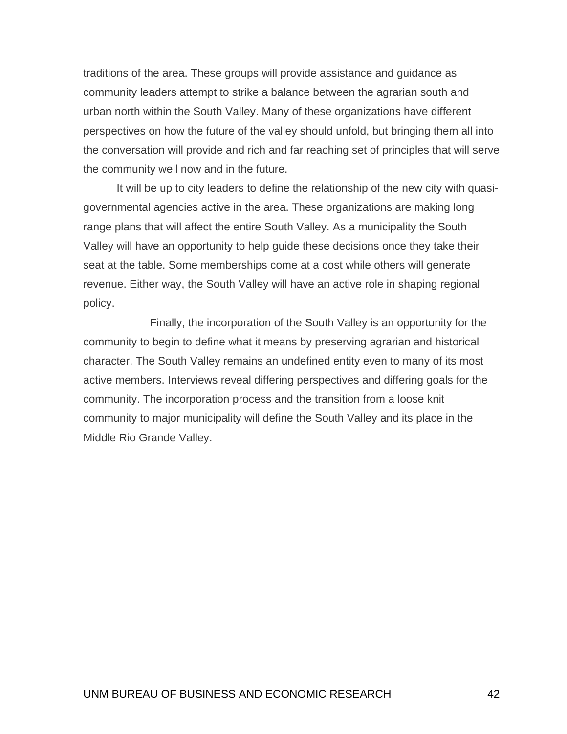traditions of the area. These groups will provide assistance and guidance as community leaders attempt to strike a balance between the agrarian south and urban north within the South Valley. Many of these organizations have different perspectives on how the future of the valley should unfold, but bringing them all into the conversation will provide and rich and far reaching set of principles that will serve the community well now and in the future.

It will be up to city leaders to define the relationship of the new city with quasi-governmental agencies active in the area. These organizations are making long range plans that will affect the entire South Valley. As a municipality the South Valley will have an opportunity to help guide these decisions once they take their seat at the table. Some memberships come at a cost while others will generate revenue. Either way, the South Valley will have an active role in shaping regional policy.

Finally, the incorporation of the South Valley is an opportunity for the community to begin to define what it means by preserving agrarian and historical character. The South Valley remains an undefined entity even to many of its most active members. Interviews reveal differing perspectives and differing goals for the community. The incorporation process and the transition from a loose knit community to major municipality will define the South Valley and its place in the Middle Rio Grande Valley.